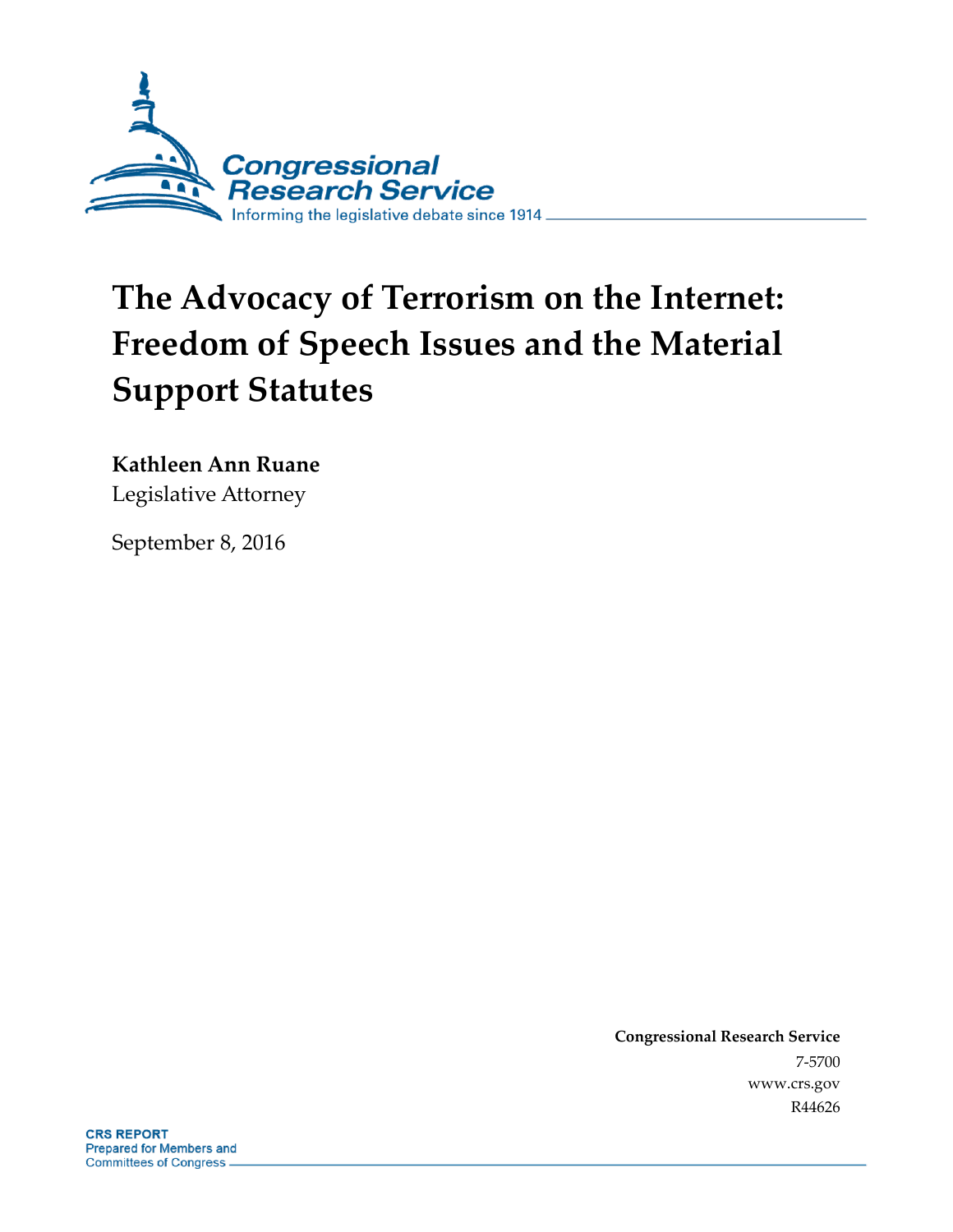# The Advocacy of Terrorism on the Internet: Freedom of Speech Issues and the Material Support Statutes

**Kathleen Ann Ruane**
Legislative Attorney

September 8, 2016

**Congressional Research Service**
7-5700
www.crs.gov
R44626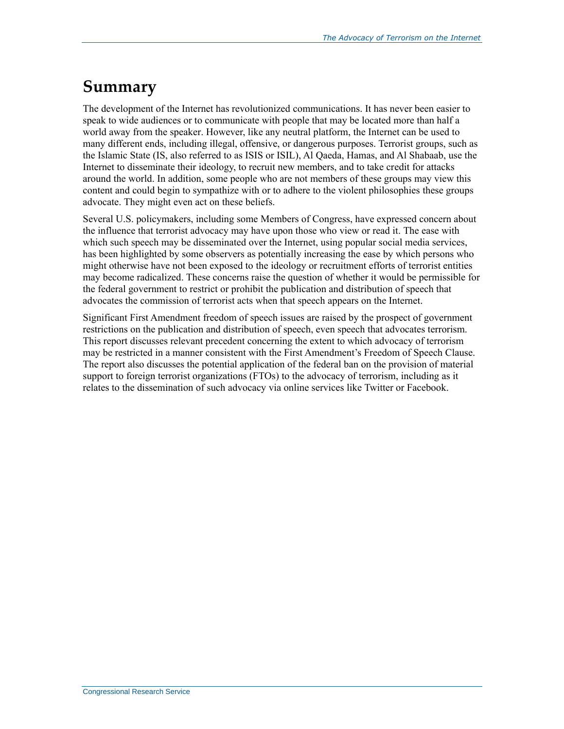# Summary

The development of the Internet has revolutionized communications. It has never been easier to speak to wide audiences or to communicate with people that may be located more than half a world away from the speaker. However, like any neutral platform, the Internet can be used to many different ends, including illegal, offensive, or dangerous purposes. Terrorist groups, such as the Islamic State (IS, also referred to as ISIS or ISIL), Al Qaeda, Hamas, and Al Shabaab, use the Internet to disseminate their ideology, to recruit new members, and to take credit for attacks around the world. In addition, some people who are not members of these groups may view this content and could begin to sympathize with or to adhere to the violent philosophies these groups advocate. They might even act on these beliefs.

Several U.S. policymakers, including some Members of Congress, have expressed concern about the influence that terrorist advocacy may have upon those who view or read it. The ease with which such speech may be disseminated over the Internet, using popular social media services, has been highlighted by some observers as potentially increasing the ease by which persons who might otherwise have not been exposed to the ideology or recruitment efforts of terrorist entities may become radicalized. These concerns raise the question of whether it would be permissible for the federal government to restrict or prohibit the publication and distribution of speech that advocates the commission of terrorist acts when that speech appears on the Internet.

Significant First Amendment freedom of speech issues are raised by the prospect of government restrictions on the publication and distribution of speech, even speech that advocates terrorism. This report discusses relevant precedent concerning the extent to which advocacy of terrorism may be restricted in a manner consistent with the First Amendment's Freedom of Speech Clause. The report also discusses the potential application of the federal ban on the provision of material support to foreign terrorist organizations (FTOs) to the advocacy of terrorism, including as it relates to the dissemination of such advocacy via online services like Twitter or Facebook.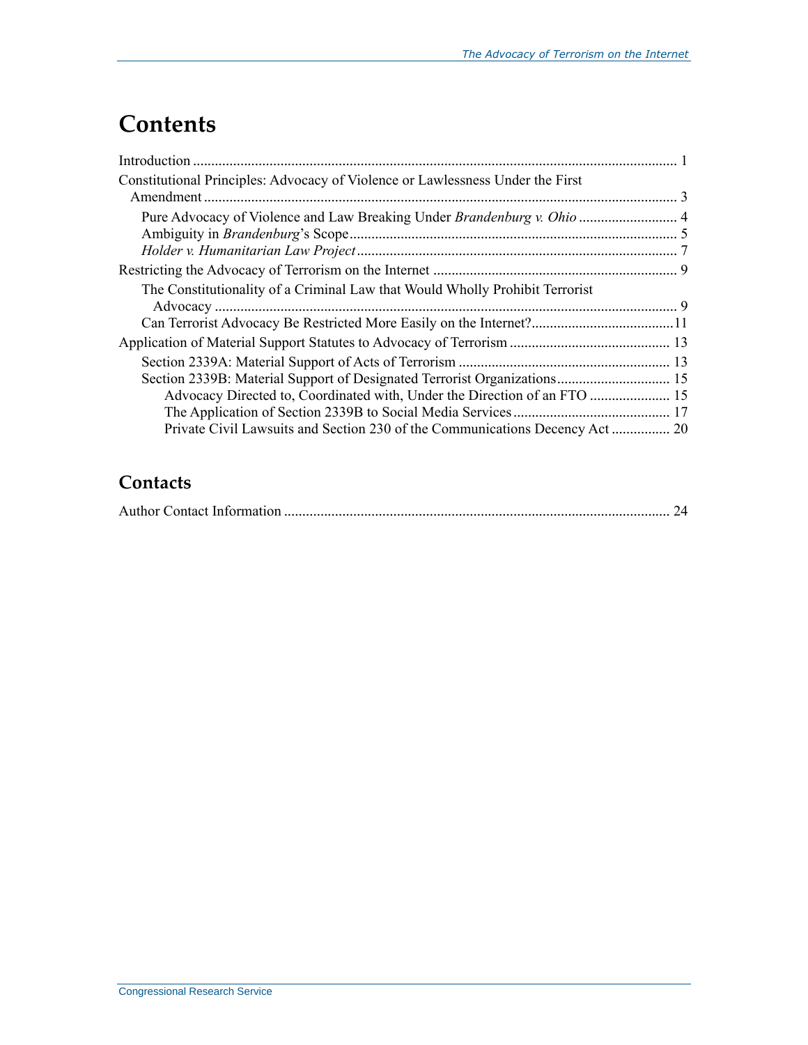# Contents

Introduction ..................................................................................................................... 1

Constitutional Principles: Advocacy of Violence or Lawlessness Under the First Amendment ................................................................................................................. 3

- Pure Advocacy of Violence and Law Breaking Under *Brandenburg v. Ohio* ........................... 4
- Ambiguity in *Brandenburg*'s Scope......................................................................................... 5
- *Holder v. Humanitarian Law Project* ....................................................................................... 7

Restricting the Advocacy of Terrorism on the Internet ................................................................... 9

- The Constitutionality of a Criminal Law that Would Wholly Prohibit Terrorist Advocacy ............................................................................................................... 9
- Can Terrorist Advocacy Be Restricted More Easily on the Internet?.......................................11

Application of Material Support Statutes to Advocacy of Terrorism ............................................ 13

- Section 2339A: Material Support of Acts of Terrorism .......................................................... 13
- Section 2339B: Material Support of Designated Terrorist Organizations............................... 15
  - Advocacy Directed to, Coordinated with, Under the Direction of an FTO ...................... 15
  - The Application of Section 2339B to Social Media Services ........................................... 17
  - Private Civil Lawsuits and Section 230 of the Communications Decency Act ................ 20

## Contacts

Author Contact Information ......................................................................................................... 24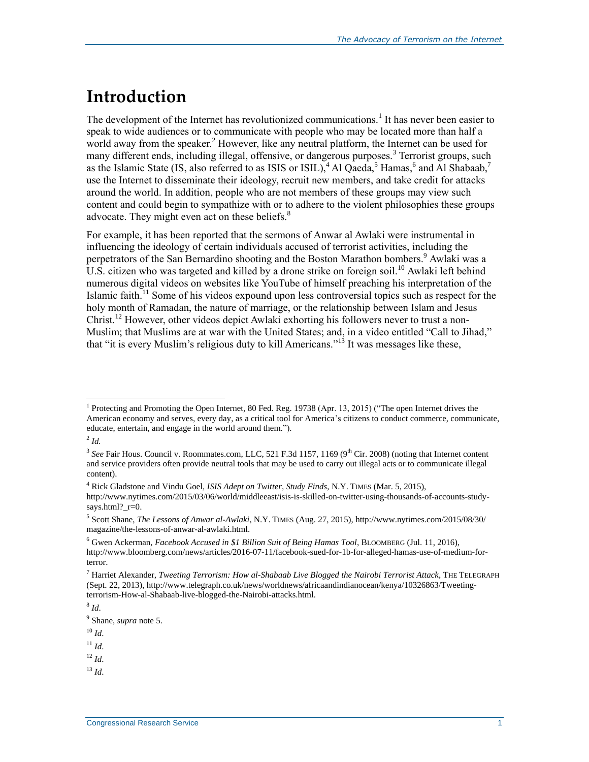# Introduction

The development of the Internet has revolutionized communications.[1] It has never been easier to speak to wide audiences or to communicate with people who may be located more than half a world away from the speaker.[2] However, like any neutral platform, the Internet can be used for many different ends, including illegal, offensive, or dangerous purposes.[3] Terrorist groups, such as the Islamic State (IS, also referred to as ISIS or ISIL),[4] Al Qaeda,[5] Hamas,[6] and Al Shabaab,[7] use the Internet to disseminate their ideology, recruit new members, and take credit for attacks around the world. In addition, people who are not members of these groups may view such content and could begin to sympathize with or to adhere to the violent philosophies these groups advocate. They might even act on these beliefs.[8]

For example, it has been reported that the sermons of Anwar al Awlaki were instrumental in influencing the ideology of certain individuals accused of terrorist activities, including the perpetrators of the San Bernardino shooting and the Boston Marathon bombers.[9] Awlaki was a U.S. citizen who was targeted and killed by a drone strike on foreign soil.[10] Awlaki left behind numerous digital videos on websites like YouTube of himself preaching his interpretation of the Islamic faith.[11] Some of his videos expound upon less controversial topics such as respect for the holy month of Ramadan, the nature of marriage, or the relationship between Islam and Jesus Christ.[12] However, other videos depict Awlaki exhorting his followers never to trust a non-Muslim; that Muslims are at war with the United States; and, in a video entitled "Call to Jihad," that "it is every Muslim's religious duty to kill Americans."[13] It was messages like these,

---

[1] Protecting and Promoting the Open Internet, 80 Fed. Reg. 19738 (Apr. 13, 2015) ("The open Internet drives the American economy and serves, every day, as a critical tool for America's citizens to conduct commerce, communicate, educate, entertain, and engage in the world around them.").

[2] *Id.*

[3] *See* Fair Hous. Council v. Roommates.com, LLC, 521 F.3d 1157, 1169 (9th Cir. 2008) (noting that Internet content and service providers often provide neutral tools that may be used to carry out illegal acts or to communicate illegal content).

[4] Rick Gladstone and Vindu Goel, *ISIS Adept on Twitter, Study Finds*, N.Y. TIMES (Mar. 5, 2015), http://www.nytimes.com/2015/03/06/world/middleeast/isis-is-skilled-on-twitter-using-thousands-of-accounts-study-says.html?_r=0.

[5] Scott Shane, *The Lessons of Anwar al-Awlaki*, N.Y. TIMES (Aug. 27, 2015), http://www.nytimes.com/2015/08/30/magazine/the-lessons-of-anwar-al-awlaki.html.

[6] Gwen Ackerman, *Facebook Accused in $1 Billion Suit of Being Hamas Tool*, BLOOMBERG (Jul. 11, 2016), http://www.bloomberg.com/news/articles/2016-07-11/facebook-sued-for-1b-for-alleged-hamas-use-of-medium-for-terror.

[7] Harriet Alexander, *Tweeting Terrorism: How al-Shabaab Live Blogged the Nairobi Terrorist Attack*, THE TELEGRAPH (Sept. 22, 2013), http://www.telegraph.co.uk/news/worldnews/africaandindianocean/kenya/10326863/Tweeting-terrorism-How-al-Shabaab-live-blogged-the-Nairobi-attacks.html.

[8] *Id*.

[9] Shane, *supra* note 5.

[10] *Id*.

[11] *Id*.

[12] *Id*.

[13] *Id*.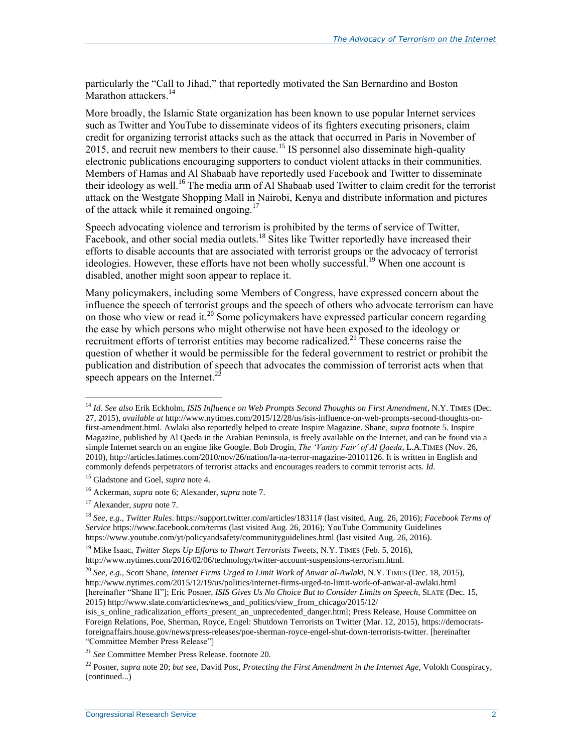particularly the "Call to Jihad," that reportedly motivated the San Bernardino and Boston Marathon attackers.[14]

More broadly, the Islamic State organization has been known to use popular Internet services such as Twitter and YouTube to disseminate videos of its fighters executing prisoners, claim credit for organizing terrorist attacks such as the attack that occurred in Paris in November of 2015, and recruit new members to their cause.[15] IS personnel also disseminate high-quality electronic publications encouraging supporters to conduct violent attacks in their communities. Members of Hamas and Al Shabaab have reportedly used Facebook and Twitter to disseminate their ideology as well.[16] The media arm of Al Shabaab used Twitter to claim credit for the terrorist attack on the Westgate Shopping Mall in Nairobi, Kenya and distribute information and pictures of the attack while it remained ongoing.[17]

Speech advocating violence and terrorism is prohibited by the terms of service of Twitter, Facebook, and other social media outlets.[18] Sites like Twitter reportedly have increased their efforts to disable accounts that are associated with terrorist groups or the advocacy of terrorist ideologies. However, these efforts have not been wholly successful.[19] When one account is disabled, another might soon appear to replace it.

Many policymakers, including some Members of Congress, have expressed concern about the influence the speech of terrorist groups and the speech of others who advocate terrorism can have on those who view or read it.[20] Some policymakers have expressed particular concern regarding the ease by which persons who might otherwise not have been exposed to the ideology or recruitment efforts of terrorist entities may become radicalized.[21] These concerns raise the question of whether it would be permissible for the federal government to restrict or prohibit the publication and distribution of speech that advocates the commission of terrorist acts when that speech appears on the Internet.[22]

---

[14] *Id*. *See also* Erik Eckholm, *ISIS Influence on Web Prompts Second Thoughts on First Amendment*, N.Y. TIMES (Dec. 27, 2015), *available at* http://www.nytimes.com/2015/12/28/us/isis-influence-on-web-prompts-second-thoughts-on-first-amendment.html. Awlaki also reportedly helped to create Inspire Magazine. Shane, *supra* footnote 5. Inspire Magazine, published by Al Qaeda in the Arabian Peninsula, is freely available on the Internet, and can be found via a simple Internet search on an engine like Google. Bob Drogin, *The 'Vanity Fair' of Al Qaeda*, L.A.TIMES (Nov. 26, 2010), http://articles.latimes.com/2010/nov/26/nation/la-na-terror-magazine-20101126. It is written in English and commonly defends perpetrators of terrorist attacks and encourages readers to commit terrorist acts. *Id*.

[15] Gladstone and Goel, *supra* note 4.

[16] Ackerman, *supra* note 6; Alexander, *supra* note 7.

[17] Alexander, *supra* note 7.

[18] *See*, *e.g.*, *Twitter Rules*. https://support.twitter.com/articles/18311# (last visited, Aug. 26, 2016); *Facebook Terms of Service* https://www.facebook.com/terms (last visited Aug. 26, 2016); YouTube Community Guidelines https://www.youtube.com/yt/policyandsafety/communityguidelines.html (last visited Aug. 26, 2016).

[19] Mike Isaac, *Twitter Steps Up Efforts to Thwart Terrorists Tweets*, N.Y. TIMES (Feb. 5, 2016), http://www.nytimes.com/2016/02/06/technology/twitter-account-suspensions-terrorism.html.

[20] *See*, *e.g.*, Scott Shane, *Internet Firms Urged to Limit Work of Anwar al-Awlaki*, N.Y. TIMES (Dec. 18, 2015), http://www.nytimes.com/2015/12/19/us/politics/internet-firms-urged-to-limit-work-of-anwar-al-awlaki.html [hereinafter "Shane II"]; Eric Posner, *ISIS Gives Us No Choice But to Consider Limits on Speech*, SLATE (Dec. 15, 2015) http://www.slate.com/articles/news_and_politics/view_from_chicago/2015/12/isis_s_online_radicalization_efforts_present_an_unprecedented_danger.html; Press Release, House Committee on Foreign Relations, Poe, Sherman, Royce, Engel: Shutdown Terrorists on Twitter (Mar. 12, 2015), https://democrats-foreignaffairs.house.gov/news/press-releases/poe-sherman-royce-engel-shut-down-terrorists-twitter. [hereinafter "Committee Member Press Release"]

[21] *See* Committee Member Press Release. footnote 20.

[22] Posner, *supra* note 20; *but see*, David Post, *Protecting the First Amendment in the Internet Age*, Volokh Conspiracy, (continued...)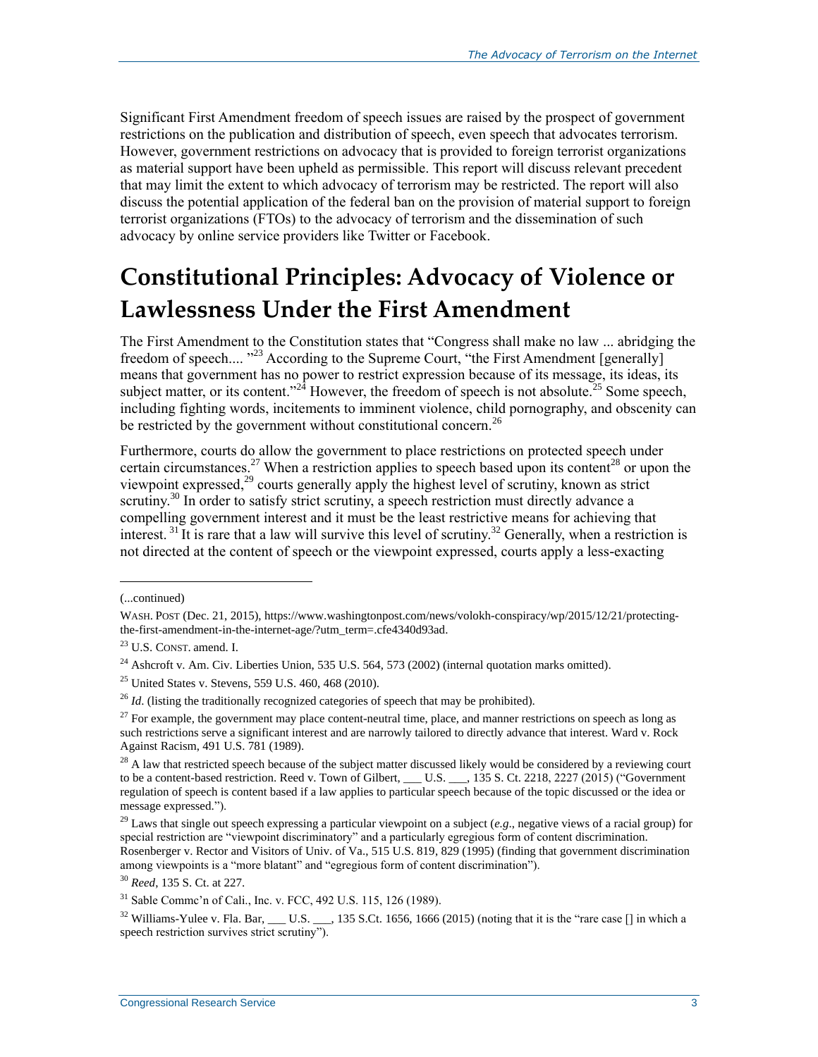Significant First Amendment freedom of speech issues are raised by the prospect of government restrictions on the publication and distribution of speech, even speech that advocates terrorism. However, government restrictions on advocacy that is provided to foreign terrorist organizations as material support have been upheld as permissible. This report will discuss relevant precedent that may limit the extent to which advocacy of terrorism may be restricted. The report will also discuss the potential application of the federal ban on the provision of material support to foreign terrorist organizations (FTOs) to the advocacy of terrorism and the dissemination of such advocacy by online service providers like Twitter or Facebook.

# Constitutional Principles: Advocacy of Violence or Lawlessness Under the First Amendment

The First Amendment to the Constitution states that "Congress shall make no law ... abridging the freedom of speech.... "[23] According to the Supreme Court, "the First Amendment [generally] means that government has no power to restrict expression because of its message, its ideas, its subject matter, or its content."[24] However, the freedom of speech is not absolute.[25] Some speech, including fighting words, incitements to imminent violence, child pornography, and obscenity can be restricted by the government without constitutional concern.[26]

Furthermore, courts do allow the government to place restrictions on protected speech under certain circumstances.[27] When a restriction applies to speech based upon its content[28] or upon the viewpoint expressed,[29] courts generally apply the highest level of scrutiny, known as strict scrutiny.[30] In order to satisfy strict scrutiny, a speech restriction must directly advance a compelling government interest and it must be the least restrictive means for achieving that interest. [31] It is rare that a law will survive this level of scrutiny.[32] Generally, when a restriction is not directed at the content of speech or the viewpoint expressed, courts apply a less-exacting

---

(...continued)

WASH. POST (Dec. 21, 2015), https://www.washingtonpost.com/news/volokh-conspiracy/wp/2015/12/21/protecting-the-first-amendment-in-the-internet-age/?utm_term=.cfe4340d93ad.

[23] U.S. CONST. amend. I.

[24] Ashcroft v. Am. Civ. Liberties Union, 535 U.S. 564, 573 (2002) (internal quotation marks omitted).

[25] United States v. Stevens, 559 U.S. 460, 468 (2010).

[26] *Id*. (listing the traditionally recognized categories of speech that may be prohibited).

[27] For example, the government may place content-neutral time, place, and manner restrictions on speech as long as such restrictions serve a significant interest and are narrowly tailored to directly advance that interest. Ward v. Rock Against Racism, 491 U.S. 781 (1989).

[28] A law that restricted speech because of the subject matter discussed likely would be considered by a reviewing court to be a content-based restriction. Reed v. Town of Gilbert, ___ U.S. ___, 135 S. Ct. 2218, 2227 (2015) ("Government regulation of speech is content based if a law applies to particular speech because of the topic discussed or the idea or message expressed.").

[29] Laws that single out speech expressing a particular viewpoint on a subject (*e.g*., negative views of a racial group) for special restriction are "viewpoint discriminatory" and a particularly egregious form of content discrimination. Rosenberger v. Rector and Visitors of Univ. of Va., 515 U.S. 819, 829 (1995) (finding that government discrimination among viewpoints is a "more blatant" and "egregious form of content discrimination").

[30] *Reed*, 135 S. Ct. at 227.

[31] Sable Commc'n of Cali., Inc. v. FCC, 492 U.S. 115, 126 (1989).

[32] Williams-Yulee v. Fla. Bar, ___ U.S. ___, 135 S.Ct. 1656, 1666 (2015) (noting that it is the "rare case [] in which a speech restriction survives strict scrutiny").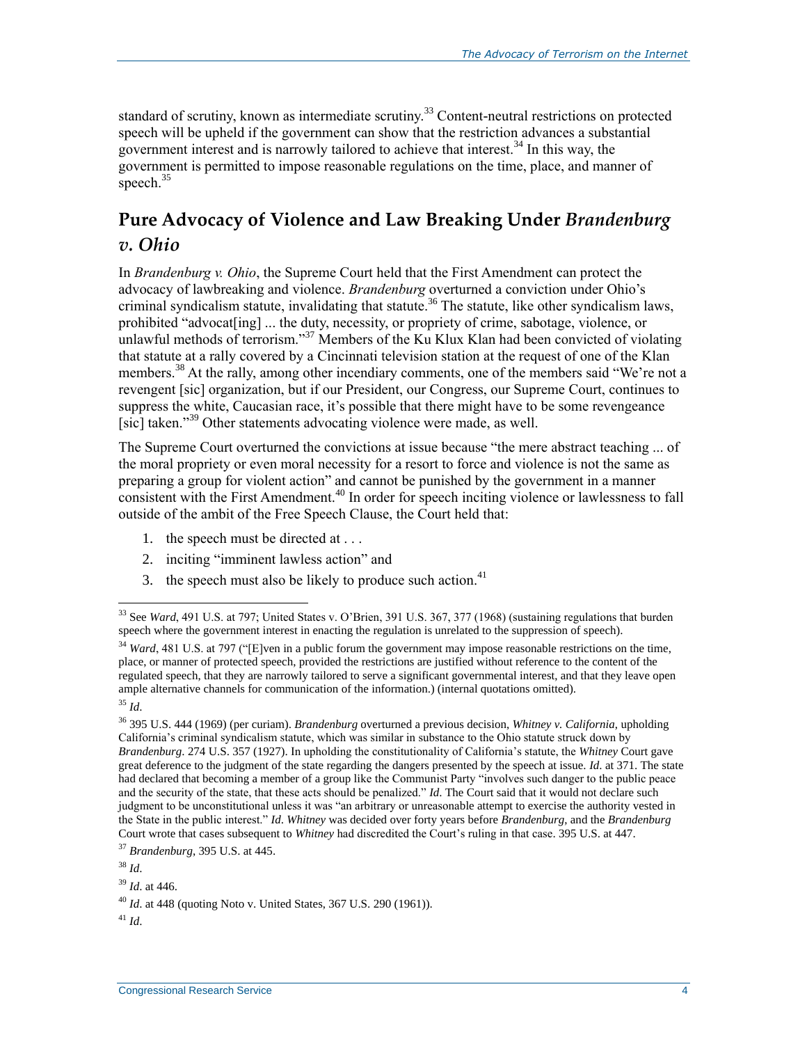standard of scrutiny, known as intermediate scrutiny.[33] Content-neutral restrictions on protected speech will be upheld if the government can show that the restriction advances a substantial government interest and is narrowly tailored to achieve that interest.[34] In this way, the government is permitted to impose reasonable regulations on the time, place, and manner of speech.[35]

## Pure Advocacy of Violence and Law Breaking Under *Brandenburg v. Ohio*

In *Brandenburg v. Ohio*, the Supreme Court held that the First Amendment can protect the advocacy of lawbreaking and violence. *Brandenburg* overturned a conviction under Ohio's criminal syndicalism statute, invalidating that statute.[36] The statute, like other syndicalism laws, prohibited "advocat[ing] ... the duty, necessity, or propriety of crime, sabotage, violence, or unlawful methods of terrorism."[37] Members of the Ku Klux Klan had been convicted of violating that statute at a rally covered by a Cincinnati television station at the request of one of the Klan members.[38] At the rally, among other incendiary comments, one of the members said "We're not a revengent [sic] organization, but if our President, our Congress, our Supreme Court, continues to suppress the white, Caucasian race, it's possible that there might have to be some revengeance [sic] taken."[39] Other statements advocating violence were made, as well.

The Supreme Court overturned the convictions at issue because "the mere abstract teaching ... of the moral propriety or even moral necessity for a resort to force and violence is not the same as preparing a group for violent action" and cannot be punished by the government in a manner consistent with the First Amendment.[40] In order for speech inciting violence or lawlessness to fall outside of the ambit of the Free Speech Clause, the Court held that:

1. the speech must be directed at . . .
2. inciting "imminent lawless action" and
3. the speech must also be likely to produce such action.[41]

---

[33] See *Ward*, 491 U.S. at 797; United States v. O'Brien, 391 U.S. 367, 377 (1968) (sustaining regulations that burden speech where the government interest in enacting the regulation is unrelated to the suppression of speech).

[34] *Ward*, 481 U.S. at 797 ("[E]ven in a public forum the government may impose reasonable restrictions on the time, place, or manner of protected speech, provided the restrictions are justified without reference to the content of the regulated speech, that they are narrowly tailored to serve a significant governmental interest, and that they leave open ample alternative channels for communication of the information.) (internal quotations omitted).

[35] *Id.*

[36] 395 U.S. 444 (1969) (per curiam). *Brandenburg* overturned a previous decision, *Whitney v. California*, upholding California's criminal syndicalism statute, which was similar in substance to the Ohio statute struck down by *Brandenburg*. 274 U.S. 357 (1927). In upholding the constitutionality of California's statute, the *Whitney* Court gave great deference to the judgment of the state regarding the dangers presented by the speech at issue. *Id*. at 371. The state had declared that becoming a member of a group like the Communist Party "involves such danger to the public peace and the security of the state, that these acts should be penalized." *Id.* The Court said that it would not declare such judgment to be unconstitutional unless it was "an arbitrary or unreasonable attempt to exercise the authority vested in the State in the public interest." *Id*. *Whitney* was decided over forty years before *Brandenburg*, and the *Brandenburg* Court wrote that cases subsequent to *Whitney* had discredited the Court's ruling in that case. 395 U.S. at 447.

[37] *Brandenburg*, 395 U.S. at 445.

[38] *Id.*

[39] *Id*. at 446.

[40] *Id*. at 448 (quoting Noto v. United States, 367 U.S. 290 (1961)).

[41] *Id.*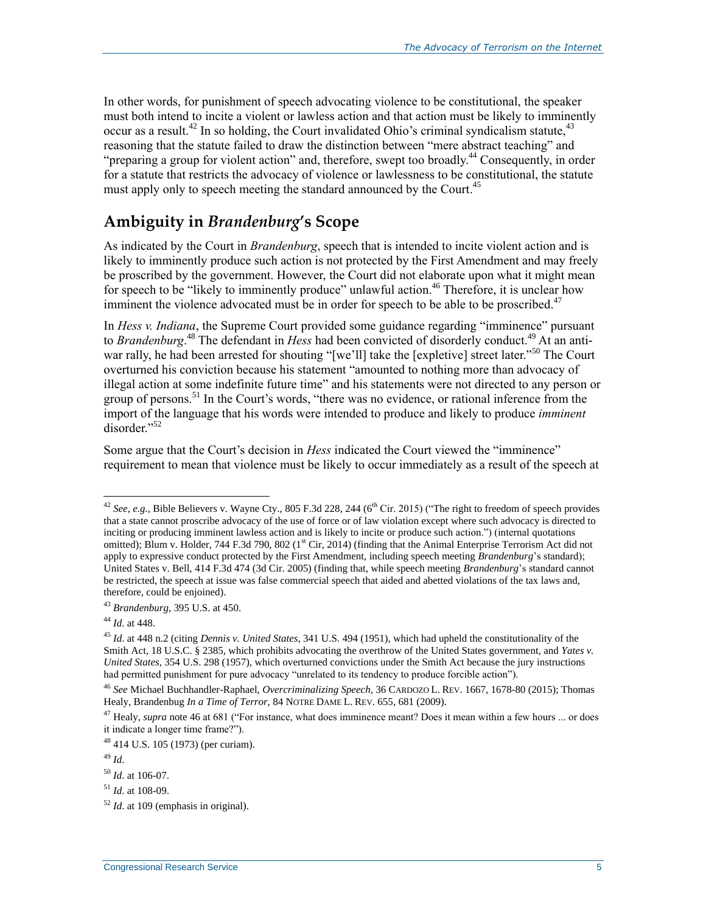In other words, for punishment of speech advocating violence to be constitutional, the speaker must both intend to incite a violent or lawless action and that action must be likely to imminently occur as a result.[42] In so holding, the Court invalidated Ohio's criminal syndicalism statute,[43] reasoning that the statute failed to draw the distinction between "mere abstract teaching" and "preparing a group for violent action" and, therefore, swept too broadly.[44] Consequently, in order for a statute that restricts the advocacy of violence or lawlessness to be constitutional, the statute must apply only to speech meeting the standard announced by the Court.[45]

## Ambiguity in *Brandenburg*'s Scope

As indicated by the Court in *Brandenburg*, speech that is intended to incite violent action and is likely to imminently produce such action is not protected by the First Amendment and may freely be proscribed by the government. However, the Court did not elaborate upon what it might mean for speech to be "likely to imminently produce" unlawful action.[46] Therefore, it is unclear how imminent the violence advocated must be in order for speech to be able to be proscribed.[47]

In *Hess v. Indiana*, the Supreme Court provided some guidance regarding "imminence" pursuant to *Brandenburg*.[48] The defendant in *Hess* had been convicted of disorderly conduct.[49] At an anti-war rally, he had been arrested for shouting "[we'll] take the [expletive] street later."[50] The Court overturned his conviction because his statement "amounted to nothing more than advocacy of illegal action at some indefinite future time" and his statements were not directed to any person or group of persons.[51] In the Court's words, "there was no evidence, or rational inference from the import of the language that his words were intended to produce and likely to produce *imminent* disorder."[52]

Some argue that the Court's decision in *Hess* indicated the Court viewed the "imminence" requirement to mean that violence must be likely to occur immediately as a result of the speech at

---

[42] *See, e.g.*, Bible Believers v. Wayne Cty., 805 F.3d 228, 244 (6th Cir. 2015) ("The right to freedom of speech provides that a state cannot proscribe advocacy of the use of force or of law violation except where such advocacy is directed to inciting or producing imminent lawless action and is likely to incite or produce such action.") (internal quotations omitted); Blum v. Holder, 744 F.3d 790, 802 (1st Cir, 2014) (finding that the Animal Enterprise Terrorism Act did not apply to expressive conduct protected by the First Amendment, including speech meeting *Brandenburg*'s standard); United States v. Bell, 414 F.3d 474 (3d Cir. 2005) (finding that, while speech meeting *Brandenburg*'s standard cannot be restricted, the speech at issue was false commercial speech that aided and abetted violations of the tax laws and, therefore, could be enjoined).

[43] *Brandenburg*, 395 U.S. at 450.

[44] *Id*. at 448.

[45] *Id*. at 448 n.2 (citing *Dennis v. United States*, 341 U.S. 494 (1951), which had upheld the constitutionality of the Smith Act, 18 U.S.C. § 2385, which prohibits advocating the overthrow of the United States government, and *Yates v. United States*, 354 U.S. 298 (1957), which overturned convictions under the Smith Act because the jury instructions had permitted punishment for pure advocacy "unrelated to its tendency to produce forcible action").

[46] *See* Michael Buchhandler-Raphael, *Overcriminalizing Speech*, 36 CARDOZO L. REV. 1667, 1678-80 (2015); Thomas Healy, Brandenbug *In a Time of Terror*, 84 NOTRE DAME L. REV. 655, 681 (2009).

[47] Healy, *supra* note 46 at 681 ("For instance, what does imminence meant? Does it mean within a few hours ... or does it indicate a longer time frame?").

[48] 414 U.S. 105 (1973) (per curiam).

[49] *Id*.

[50] *Id*. at 106-07.

[51] *Id*. at 108-09.

[52] *Id*. at 109 (emphasis in original).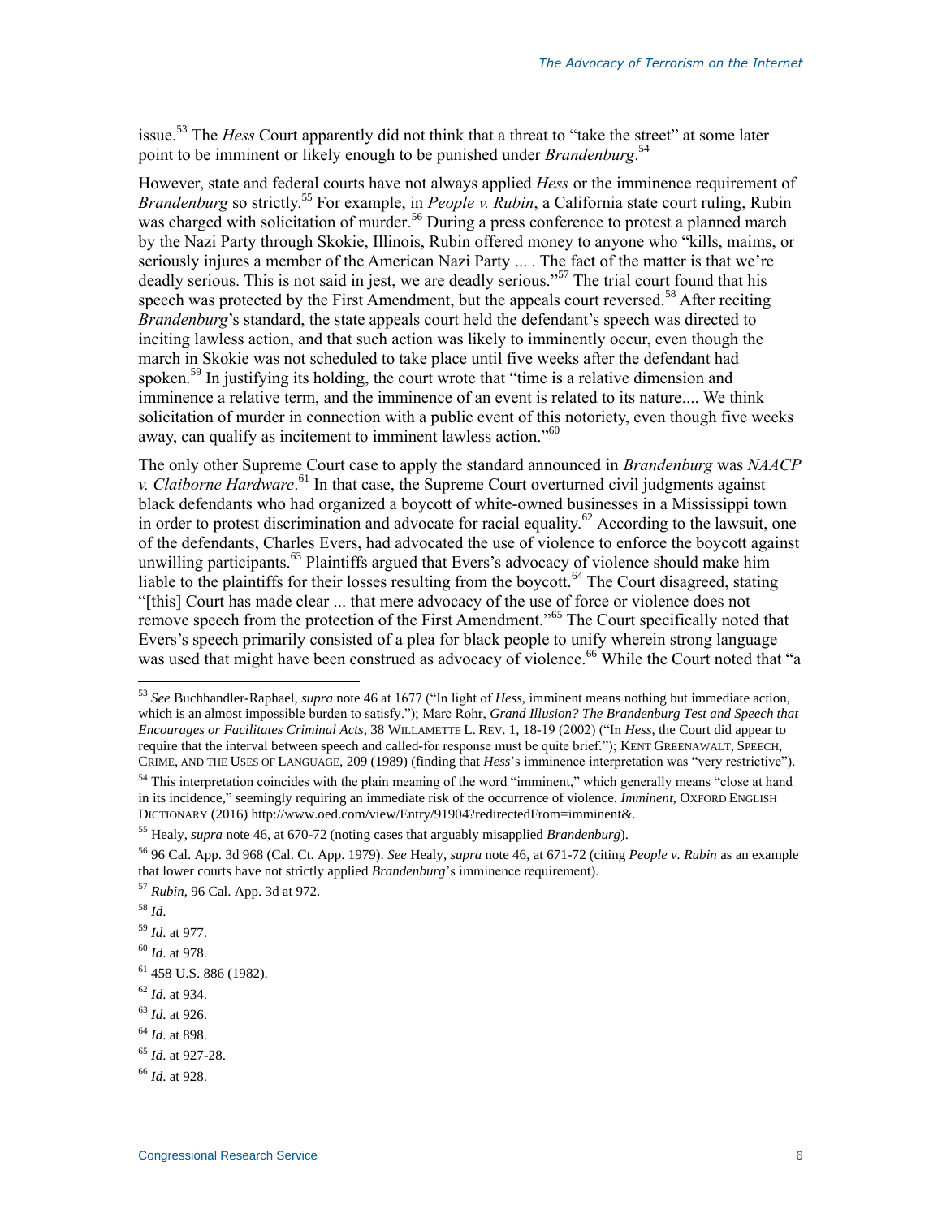issue.[53] The *Hess* Court apparently did not think that a threat to "take the street" at some later point to be imminent or likely enough to be punished under *Brandenburg*.[54]

However, state and federal courts have not always applied *Hess* or the imminence requirement of *Brandenburg* so strictly.[55] For example, in *People v. Rubin*, a California state court ruling, Rubin was charged with solicitation of murder.[56] During a press conference to protest a planned march by the Nazi Party through Skokie, Illinois, Rubin offered money to anyone who "kills, maims, or seriously injures a member of the American Nazi Party ... . The fact of the matter is that we're deadly serious. This is not said in jest, we are deadly serious."[57] The trial court found that his speech was protected by the First Amendment, but the appeals court reversed.[58] After reciting *Brandenburg*'s standard, the state appeals court held the defendant's speech was directed to inciting lawless action, and that such action was likely to imminently occur, even though the march in Skokie was not scheduled to take place until five weeks after the defendant had spoken.[59] In justifying its holding, the court wrote that "time is a relative dimension and imminence a relative term, and the imminence of an event is related to its nature.... We think solicitation of murder in connection with a public event of this notoriety, even though five weeks away, can qualify as incitement to imminent lawless action."[60]

The only other Supreme Court case to apply the standard announced in *Brandenburg* was *NAACP v. Claiborne Hardware*.[61] In that case, the Supreme Court overturned civil judgments against black defendants who had organized a boycott of white-owned businesses in a Mississippi town in order to protest discrimination and advocate for racial equality.[62] According to the lawsuit, one of the defendants, Charles Evers, had advocated the use of violence to enforce the boycott against unwilling participants.[63] Plaintiffs argued that Evers's advocacy of violence should make him liable to the plaintiffs for their losses resulting from the boycott.[64] The Court disagreed, stating "[this] Court has made clear ... that mere advocacy of the use of force or violence does not remove speech from the protection of the First Amendment."[65] The Court specifically noted that Evers's speech primarily consisted of a plea for black people to unify wherein strong language was used that might have been construed as advocacy of violence.[66] While the Court noted that "a

---

[53] *See* Buchhandler-Raphael, *supra* note 46 at 1677 ("In light of *Hess*, imminent means nothing but immediate action, which is an almost impossible burden to satisfy."); Marc Rohr, *Grand Illusion? The Brandenburg Test and Speech that Encourages or Facilitates Criminal Acts*, 38 WILLAMETTE L. REV. 1, 18-19 (2002) ("In *Hess*, the Court did appear to require that the interval between speech and called-for response must be quite brief."); KENT GREENAWALT, SPEECH, CRIME, AND THE USES OF LANGUAGE, 209 (1989) (finding that *Hess*'s imminence interpretation was "very restrictive").

[54] This interpretation coincides with the plain meaning of the word "imminent," which generally means "close at hand in its incidence," seemingly requiring an immediate risk of the occurrence of violence. *Imminent*, OXFORD ENGLISH DICTIONARY (2016) http://www.oed.com/view/Entry/91904?redirectedFrom=imminent&.

[55] Healy, *supra* note 46, at 670-72 (noting cases that arguably misapplied *Brandenburg*).

[56] 96 Cal. App. 3d 968 (Cal. Ct. App. 1979). *See* Healy, *supra* note 46, at 671-72 (citing *People v. Rubin* as an example that lower courts have not strictly applied *Brandenburg*'s imminence requirement).

[57] *Rubin*, 96 Cal. App. 3d at 972.

[58] *Id*.

[59] *Id*. at 977.

[60] *Id*. at 978.

[61] 458 U.S. 886 (1982).

[62] *Id*. at 934.

[63] *Id*. at 926.

[64] *Id*. at 898.

[65] *Id*. at 927-28.

[66] *Id*. at 928.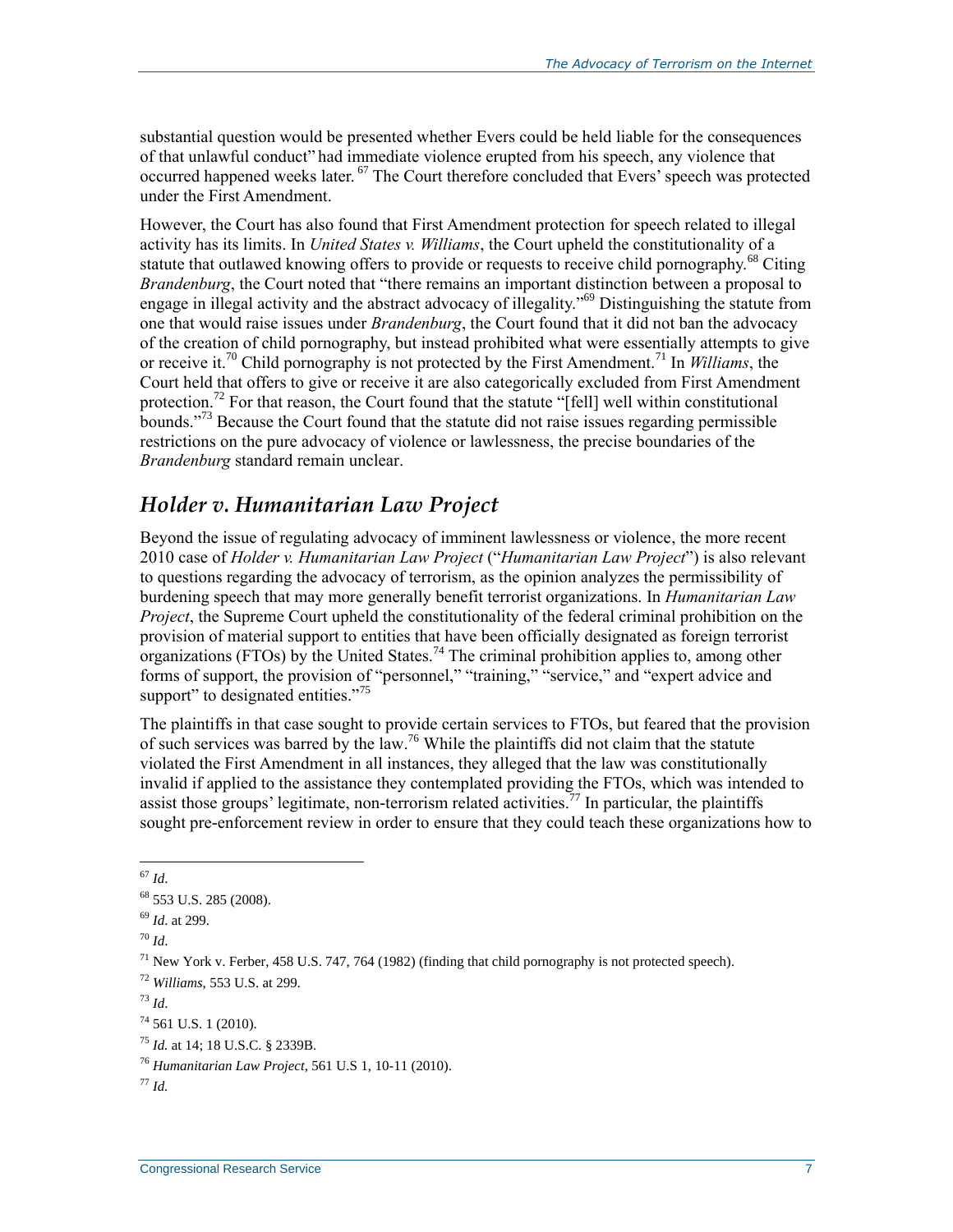substantial question would be presented whether Evers could be held liable for the consequences of that unlawful conduct" had immediate violence erupted from his speech, any violence that occurred happened weeks later.[67] The Court therefore concluded that Evers' speech was protected under the First Amendment.

However, the Court has also found that First Amendment protection for speech related to illegal activity has its limits. In *United States v. Williams*, the Court upheld the constitutionality of a statute that outlawed knowing offers to provide or requests to receive child pornography.[68] Citing *Brandenburg*, the Court noted that "there remains an important distinction between a proposal to engage in illegal activity and the abstract advocacy of illegality."[69] Distinguishing the statute from one that would raise issues under *Brandenburg*, the Court found that it did not ban the advocacy of the creation of child pornography, but instead prohibited what were essentially attempts to give or receive it.[70] Child pornography is not protected by the First Amendment.[71] In *Williams*, the Court held that offers to give or receive it are also categorically excluded from First Amendment protection.[72] For that reason, the Court found that the statute "[fell] well within constitutional bounds."[73] Because the Court found that the statute did not raise issues regarding permissible restrictions on the pure advocacy of violence or lawlessness, the precise boundaries of the *Brandenburg* standard remain unclear.

## *Holder v. Humanitarian Law Project*

Beyond the issue of regulating advocacy of imminent lawlessness or violence, the more recent 2010 case of *Holder v. Humanitarian Law Project* ("*Humanitarian Law Project*") is also relevant to questions regarding the advocacy of terrorism, as the opinion analyzes the permissibility of burdening speech that may more generally benefit terrorist organizations. In *Humanitarian Law Project*, the Supreme Court upheld the constitutionality of the federal criminal prohibition on the provision of material support to entities that have been officially designated as foreign terrorist organizations (FTOs) by the United States.[74] The criminal prohibition applies to, among other forms of support, the provision of "personnel," "training," "service," and "expert advice and support" to designated entities."[75]

The plaintiffs in that case sought to provide certain services to FTOs, but feared that the provision of such services was barred by the law.[76] While the plaintiffs did not claim that the statute violated the First Amendment in all instances, they alleged that the law was constitutionally invalid if applied to the assistance they contemplated providing the FTOs, which was intended to assist those groups' legitimate, non-terrorism related activities.[77] In particular, the plaintiffs sought pre-enforcement review in order to ensure that they could teach these organizations how to

---

[67] *Id*.

[68] 553 U.S. 285 (2008).

[69] *Id*. at 299.

[70] *Id*.

[71] New York v. Ferber, 458 U.S. 747, 764 (1982) (finding that child pornography is not protected speech).

[72] *Williams*, 553 U.S. at 299.

[73] *Id*.

[74] 561 U.S. 1 (2010).

[75] *Id.* at 14; 18 U.S.C. § 2339B.

[76] *Humanitarian Law Project*, 561 U.S 1, 10-11 (2010).

[77] *Id.*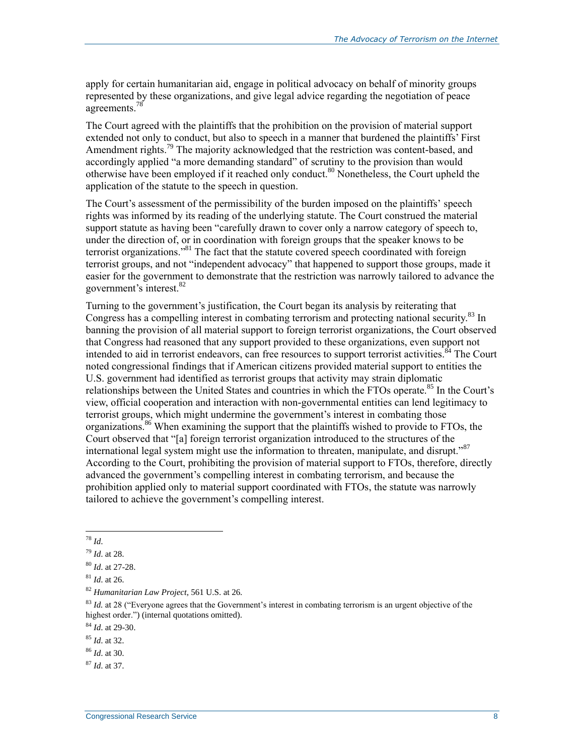apply for certain humanitarian aid, engage in political advocacy on behalf of minority groups represented by these organizations, and give legal advice regarding the negotiation of peace agreements.[78]

The Court agreed with the plaintiffs that the prohibition on the provision of material support extended not only to conduct, but also to speech in a manner that burdened the plaintiffs' First Amendment rights.[79] The majority acknowledged that the restriction was content-based, and accordingly applied "a more demanding standard" of scrutiny to the provision than would otherwise have been employed if it reached only conduct.[80] Nonetheless, the Court upheld the application of the statute to the speech in question.

The Court's assessment of the permissibility of the burden imposed on the plaintiffs' speech rights was informed by its reading of the underlying statute. The Court construed the material support statute as having been "carefully drawn to cover only a narrow category of speech to, under the direction of, or in coordination with foreign groups that the speaker knows to be terrorist organizations."[81] The fact that the statute covered speech coordinated with foreign terrorist groups, and not "independent advocacy" that happened to support those groups, made it easier for the government to demonstrate that the restriction was narrowly tailored to advance the government's interest.[82]

Turning to the government's justification, the Court began its analysis by reiterating that Congress has a compelling interest in combating terrorism and protecting national security.[83] In banning the provision of all material support to foreign terrorist organizations, the Court observed that Congress had reasoned that any support provided to these organizations, even support not intended to aid in terrorist endeavors, can free resources to support terrorist activities.[84] The Court noted congressional findings that if American citizens provided material support to entities the U.S. government had identified as terrorist groups that activity may strain diplomatic relationships between the United States and countries in which the FTOs operate.[85] In the Court's view, official cooperation and interaction with non-governmental entities can lend legitimacy to terrorist groups, which might undermine the government's interest in combating those organizations.[86] When examining the support that the plaintiffs wished to provide to FTOs, the Court observed that "[a] foreign terrorist organization introduced to the structures of the international legal system might use the information to threaten, manipulate, and disrupt."[87] According to the Court, prohibiting the provision of material support to FTOs, therefore, directly advanced the government's compelling interest in combating terrorism, and because the prohibition applied only to material support coordinated with FTOs, the statute was narrowly tailored to achieve the government's compelling interest.

---

[78] *Id.*

[79] *Id*. at 28.

[80] *Id*. at 27-28.

[81] *Id*. at 26.

[82] *Humanitarian Law Project*, 561 U.S. at 26.

[83] *Id.* at 28 ("Everyone agrees that the Government's interest in combating terrorism is an urgent objective of the highest order.") (internal quotations omitted).

[84] *Id*. at 29-30.

[85] *Id*. at 32.

[86] *Id*. at 30.

[87] *Id*. at 37.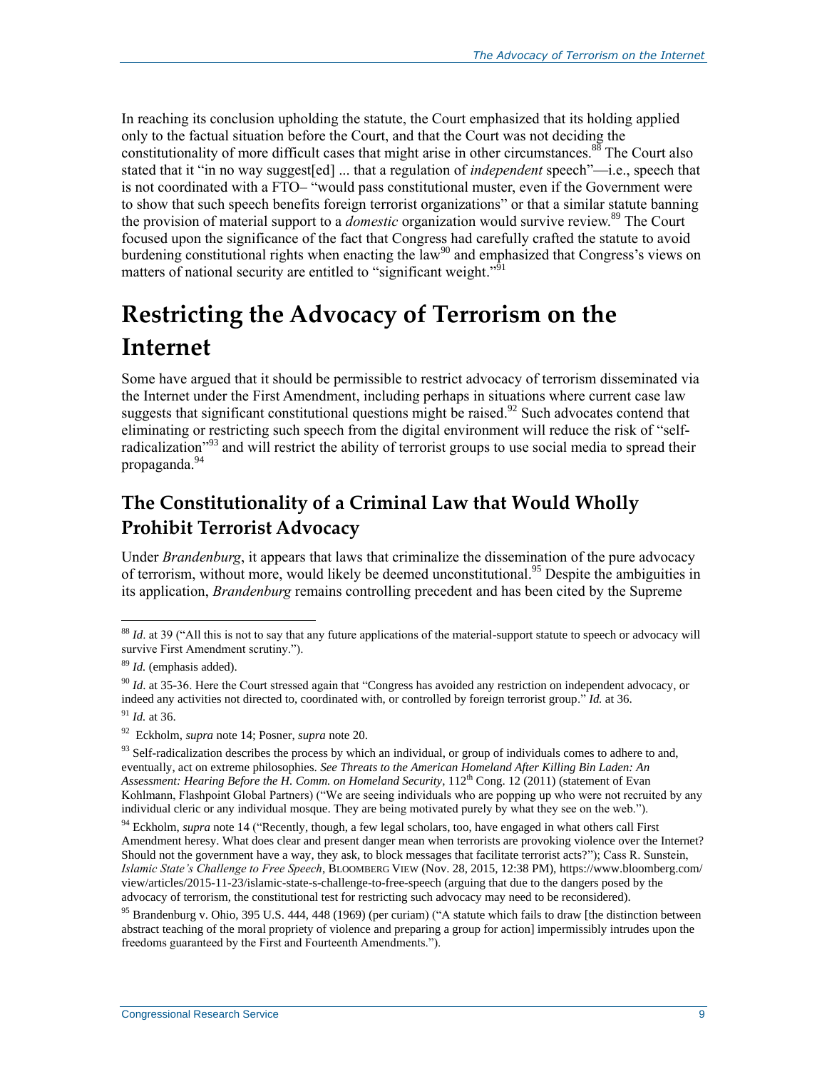In reaching its conclusion upholding the statute, the Court emphasized that its holding applied only to the factual situation before the Court, and that the Court was not deciding the constitutionality of more difficult cases that might arise in other circumstances.[88] The Court also stated that it "in no way suggest[ed] ... that a regulation of *independent* speech"—i.e., speech that is not coordinated with a FTO– "would pass constitutional muster, even if the Government were to show that such speech benefits foreign terrorist organizations" or that a similar statute banning the provision of material support to a *domestic* organization would survive review.[89] The Court focused upon the significance of the fact that Congress had carefully crafted the statute to avoid burdening constitutional rights when enacting the law[90] and emphasized that Congress's views on matters of national security are entitled to "significant weight."[91]

# Restricting the Advocacy of Terrorism on the Internet

Some have argued that it should be permissible to restrict advocacy of terrorism disseminated via the Internet under the First Amendment, including perhaps in situations where current case law suggests that significant constitutional questions might be raised.[92] Such advocates contend that eliminating or restricting such speech from the digital environment will reduce the risk of "self-radicalization"[93] and will restrict the ability of terrorist groups to use social media to spread their propaganda.[94]

## The Constitutionality of a Criminal Law that Would Wholly Prohibit Terrorist Advocacy

Under *Brandenburg*, it appears that laws that criminalize the dissemination of the pure advocacy of terrorism, without more, would likely be deemed unconstitutional.[95] Despite the ambiguities in its application, *Brandenburg* remains controlling precedent and has been cited by the Supreme

---

[88] *Id*. at 39 ("All this is not to say that any future applications of the material-support statute to speech or advocacy will survive First Amendment scrutiny.").

[89] *Id.* (emphasis added).

[90] *Id*. at 35-36. Here the Court stressed again that "Congress has avoided any restriction on independent advocacy, or indeed any activities not directed to, coordinated with, or controlled by foreign terrorist group." *Id.* at 36.

[91] *Id.* at 36.

[92] Eckholm, *supra* note 14; Posner, *supra* note 20.

[93] Self-radicalization describes the process by which an individual, or group of individuals comes to adhere to and, eventually, act on extreme philosophies. *See Threats to the American Homeland After Killing Bin Laden: An Assessment: Hearing Before the H. Comm. on Homeland Security*, 112th Cong. 12 (2011) (statement of Evan Kohlmann, Flashpoint Global Partners) ("We are seeing individuals who are popping up who were not recruited by any individual cleric or any individual mosque. They are being motivated purely by what they see on the web.").

[94] Eckholm, *supra* note 14 ("Recently, though, a few legal scholars, too, have engaged in what others call First Amendment heresy. What does clear and present danger mean when terrorists are provoking violence over the Internet? Should not the government have a way, they ask, to block messages that facilitate terrorist acts?"); Cass R. Sunstein, *Islamic State's Challenge to Free Speech*, BLOOMBERG VIEW (Nov. 28, 2015, 12:38 PM), https://www.bloomberg.com/view/articles/2015-11-23/islamic-state-s-challenge-to-free-speech (arguing that due to the dangers posed by the advocacy of terrorism, the constitutional test for restricting such advocacy may need to be reconsidered).

[95] Brandenburg v. Ohio, 395 U.S. 444, 448 (1969) (per curiam) ("A statute which fails to draw [the distinction between abstract teaching of the moral propriety of violence and preparing a group for action] impermissibly intrudes upon the freedoms guaranteed by the First and Fourteenth Amendments.").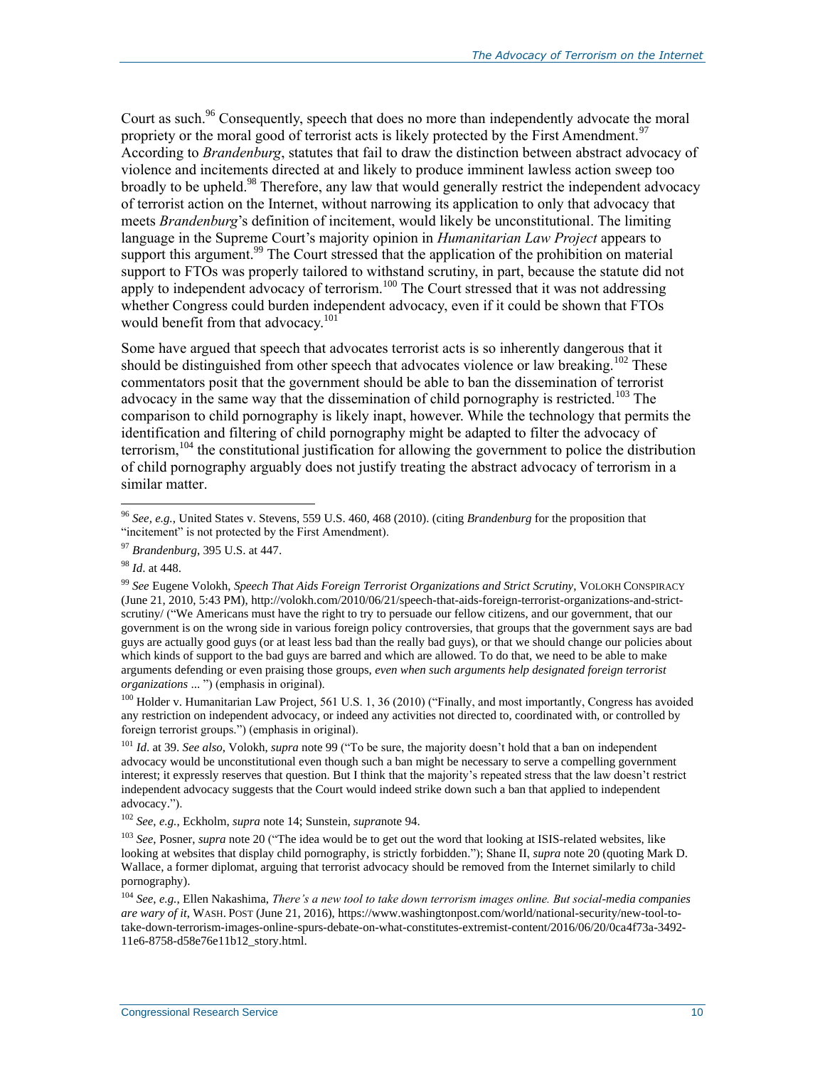Court as such.[96] Consequently, speech that does no more than independently advocate the moral propriety or the moral good of terrorist acts is likely protected by the First Amendment.[97] According to *Brandenburg*, statutes that fail to draw the distinction between abstract advocacy of violence and incitements directed at and likely to produce imminent lawless action sweep too broadly to be upheld.[98] Therefore, any law that would generally restrict the independent advocacy of terrorist action on the Internet, without narrowing its application to only that advocacy that meets *Brandenburg*'s definition of incitement, would likely be unconstitutional. The limiting language in the Supreme Court's majority opinion in *Humanitarian Law Project* appears to support this argument.[99] The Court stressed that the application of the prohibition on material support to FTOs was properly tailored to withstand scrutiny, in part, because the statute did not apply to independent advocacy of terrorism.[100] The Court stressed that it was not addressing whether Congress could burden independent advocacy, even if it could be shown that FTOs would benefit from that advocacy.[101]

Some have argued that speech that advocates terrorist acts is so inherently dangerous that it should be distinguished from other speech that advocates violence or law breaking.[102] These commentators posit that the government should be able to ban the dissemination of terrorist advocacy in the same way that the dissemination of child pornography is restricted.[103] The comparison to child pornography is likely inapt, however. While the technology that permits the identification and filtering of child pornography might be adapted to filter the advocacy of terrorism,[104] the constitutional justification for allowing the government to police the distribution of child pornography arguably does not justify treating the abstract advocacy of terrorism in a similar matter.

---

[96] *See, e.g.*, United States v. Stevens, 559 U.S. 460, 468 (2010). (citing *Brandenburg* for the proposition that "incitement" is not protected by the First Amendment).

[97] *Brandenburg*, 395 U.S. at 447.

[98] *Id*. at 448.

[99] *See* Eugene Volokh, *Speech That Aids Foreign Terrorist Organizations and Strict Scrutiny*, VOLOKH CONSPIRACY (June 21, 2010, 5:43 PM), http://volokh.com/2010/06/21/speech-that-aids-foreign-terrorist-organizations-and-strict-scrutiny/ ("We Americans must have the right to try to persuade our fellow citizens, and our government, that our government is on the wrong side in various foreign policy controversies, that groups that the government says are bad guys are actually good guys (or at least less bad than the really bad guys), or that we should change our policies about which kinds of support to the bad guys are barred and which are allowed. To do that, we need to be able to make arguments defending or even praising those groups, *even when such arguments help designated foreign terrorist organizations* ... ") (emphasis in original).

[100] Holder v. Humanitarian Law Project, 561 U.S. 1, 36 (2010) ("Finally, and most importantly, Congress has avoided any restriction on independent advocacy, or indeed any activities not directed to, coordinated with, or controlled by foreign terrorist groups.") (emphasis in original).

[101] *Id*. at 39. *See also*, Volokh, *supra* note 99 ("To be sure, the majority doesn't hold that a ban on independent advocacy would be unconstitutional even though such a ban might be necessary to serve a compelling government interest; it expressly reserves that question. But I think that the majority's repeated stress that the law doesn't restrict independent advocacy suggests that the Court would indeed strike down such a ban that applied to independent advocacy.").

[102] *See, e.g.*, Eckholm, *supra* note 14; Sunstein, *supra*note 94.

[103] *See*, Posner, *supra* note 20 ("The idea would be to get out the word that looking at ISIS-related websites, like looking at websites that display child pornography, is strictly forbidden."); Shane II, *supra* note 20 (quoting Mark D. Wallace, a former diplomat, arguing that terrorist advocacy should be removed from the Internet similarly to child pornography).

[104] *See, e.g.*, Ellen Nakashima, *There's a new tool to take down terrorism images online. But social-media companies are wary of it*, WASH. POST (June 21, 2016), https://www.washingtonpost.com/world/national-security/new-tool-to-take-down-terrorism-images-online-spurs-debate-on-what-constitutes-extremist-content/2016/06/20/0ca4f73a-3492-11e6-8758-d58e76e11b12_story.html.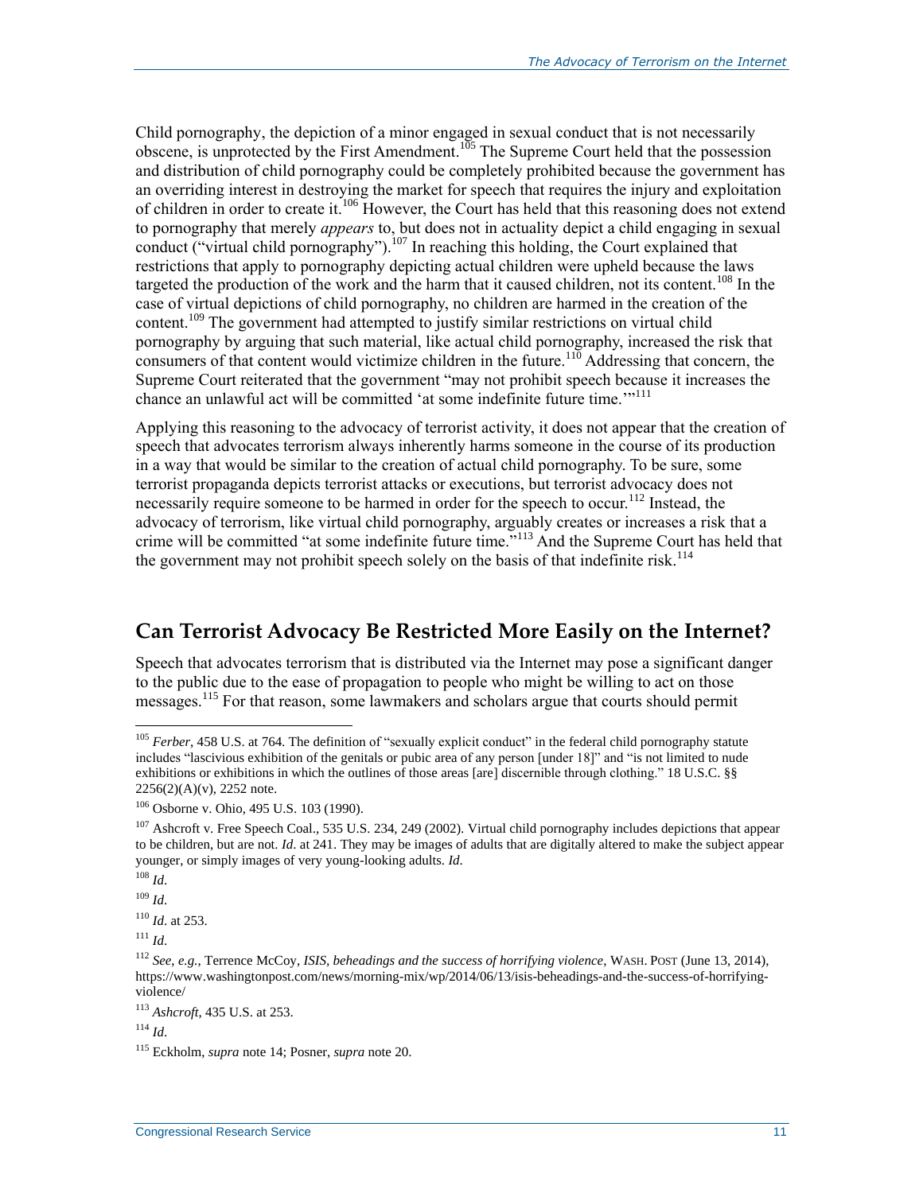Child pornography, the depiction of a minor engaged in sexual conduct that is not necessarily obscene, is unprotected by the First Amendment.[105] The Supreme Court held that the possession and distribution of child pornography could be completely prohibited because the government has an overriding interest in destroying the market for speech that requires the injury and exploitation of children in order to create it.[106] However, the Court has held that this reasoning does not extend to pornography that merely *appears* to, but does not in actuality depict a child engaging in sexual conduct ("virtual child pornography").[107] In reaching this holding, the Court explained that restrictions that apply to pornography depicting actual children were upheld because the laws targeted the production of the work and the harm that it caused children, not its content.[108] In the case of virtual depictions of child pornography, no children are harmed in the creation of the content.[109] The government had attempted to justify similar restrictions on virtual child pornography by arguing that such material, like actual child pornography, increased the risk that consumers of that content would victimize children in the future.[110] Addressing that concern, the Supreme Court reiterated that the government "may not prohibit speech because it increases the chance an unlawful act will be committed 'at some indefinite future time.'"[111]

Applying this reasoning to the advocacy of terrorist activity, it does not appear that the creation of speech that advocates terrorism always inherently harms someone in the course of its production in a way that would be similar to the creation of actual child pornography. To be sure, some terrorist propaganda depicts terrorist attacks or executions, but terrorist advocacy does not necessarily require someone to be harmed in order for the speech to occur.[112] Instead, the advocacy of terrorism, like virtual child pornography, arguably creates or increases a risk that a crime will be committed "at some indefinite future time."[113] And the Supreme Court has held that the government may not prohibit speech solely on the basis of that indefinite risk.[114]

## Can Terrorist Advocacy Be Restricted More Easily on the Internet?

Speech that advocates terrorism that is distributed via the Internet may pose a significant danger to the public due to the ease of propagation to people who might be willing to act on those messages.[115] For that reason, some lawmakers and scholars argue that courts should permit

---

[105] *Ferber*, 458 U.S. at 764. The definition of "sexually explicit conduct" in the federal child pornography statute includes "lascivious exhibition of the genitals or pubic area of any person [under 18]" and "is not limited to nude exhibitions or exhibitions in which the outlines of those areas [are] discernible through clothing." 18 U.S.C. §§ 2256(2)(A)(v), 2252 note.

[106] Osborne v. Ohio, 495 U.S. 103 (1990).

[107] Ashcroft v. Free Speech Coal., 535 U.S. 234, 249 (2002). Virtual child pornography includes depictions that appear to be children, but are not. *Id*. at 241. They may be images of adults that are digitally altered to make the subject appear younger, or simply images of very young-looking adults. *Id*.

[108] *Id*.

[109] *Id*.

[110] *Id*. at 253.

[111] *Id*.

[112] *See*, *e.g.*, Terrence McCoy, *ISIS, beheadings and the success of horrifying violence*, WASH. POST (June 13, 2014), https://www.washingtonpost.com/news/morning-mix/wp/2014/06/13/isis-beheadings-and-the-success-of-horrifying-violence/

[113] *Ashcroft*, 435 U.S. at 253.

[114] *Id*.

[115] Eckholm, *supra* note 14; Posner, *supra* note 20.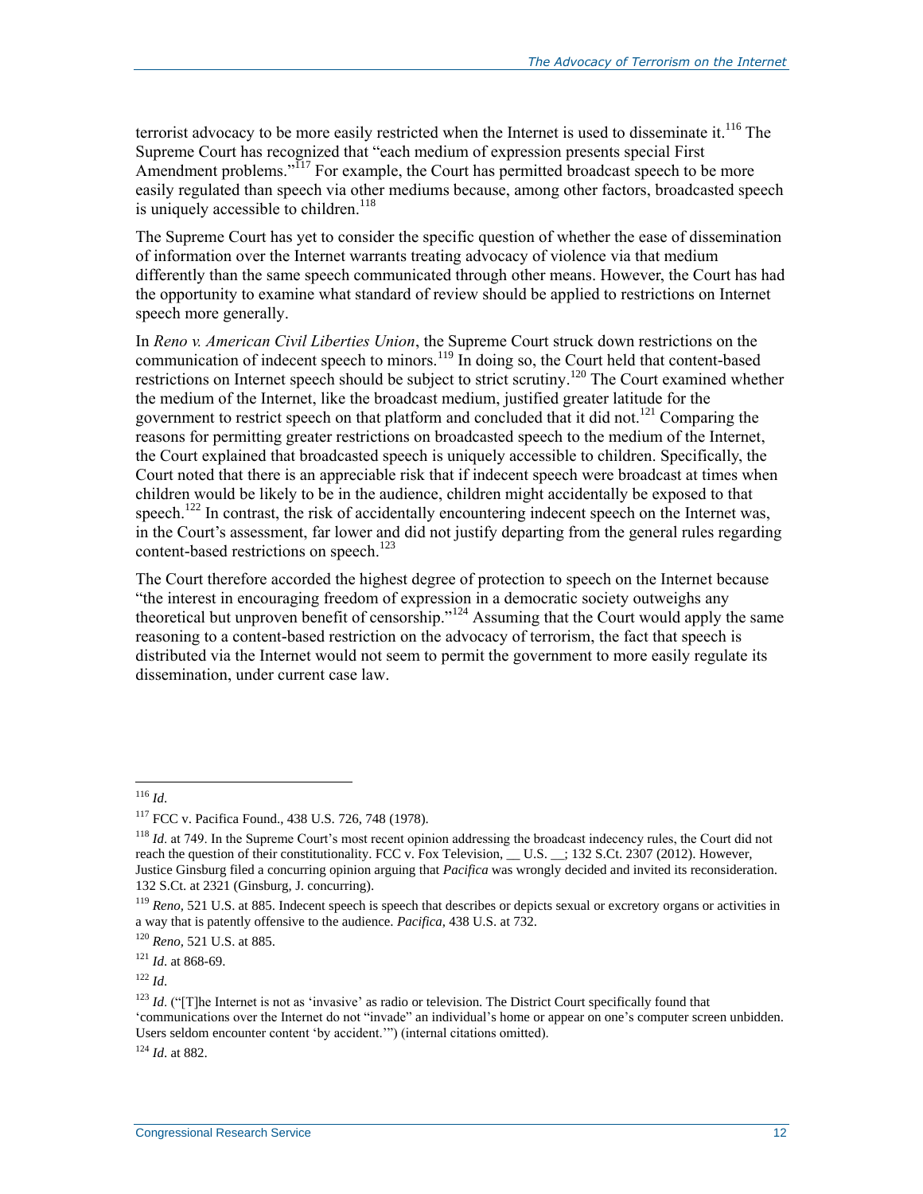terrorist advocacy to be more easily restricted when the Internet is used to disseminate it.[116] The Supreme Court has recognized that "each medium of expression presents special First Amendment problems."[117] For example, the Court has permitted broadcast speech to be more easily regulated than speech via other mediums because, among other factors, broadcasted speech is uniquely accessible to children.[118]

The Supreme Court has yet to consider the specific question of whether the ease of dissemination of information over the Internet warrants treating advocacy of violence via that medium differently than the same speech communicated through other means. However, the Court has had the opportunity to examine what standard of review should be applied to restrictions on Internet speech more generally.

In *Reno v. American Civil Liberties Union*, the Supreme Court struck down restrictions on the communication of indecent speech to minors.[119] In doing so, the Court held that content-based restrictions on Internet speech should be subject to strict scrutiny.[120] The Court examined whether the medium of the Internet, like the broadcast medium, justified greater latitude for the government to restrict speech on that platform and concluded that it did not.[121] Comparing the reasons for permitting greater restrictions on broadcasted speech to the medium of the Internet, the Court explained that broadcasted speech is uniquely accessible to children. Specifically, the Court noted that there is an appreciable risk that if indecent speech were broadcast at times when children would be likely to be in the audience, children might accidentally be exposed to that speech.[122] In contrast, the risk of accidentally encountering indecent speech on the Internet was, in the Court's assessment, far lower and did not justify departing from the general rules regarding content-based restrictions on speech.[123]

The Court therefore accorded the highest degree of protection to speech on the Internet because "the interest in encouraging freedom of expression in a democratic society outweighs any theoretical but unproven benefit of censorship."[124] Assuming that the Court would apply the same reasoning to a content-based restriction on the advocacy of terrorism, the fact that speech is distributed via the Internet would not seem to permit the government to more easily regulate its dissemination, under current case law.

---

[116] *Id*.

[117] FCC v. Pacifica Found., 438 U.S. 726, 748 (1978).

[118] *Id*. at 749. In the Supreme Court's most recent opinion addressing the broadcast indecency rules, the Court did not reach the question of their constitutionality. FCC v. Fox Television, __ U.S. __; 132 S.Ct. 2307 (2012). However, Justice Ginsburg filed a concurring opinion arguing that *Pacifica* was wrongly decided and invited its reconsideration. 132 S.Ct. at 2321 (Ginsburg, J. concurring).

[119] *Reno*, 521 U.S. at 885. Indecent speech is speech that describes or depicts sexual or excretory organs or activities in a way that is patently offensive to the audience. *Pacifica*, 438 U.S. at 732.

[120] *Reno*, 521 U.S. at 885.

[121] *Id*. at 868-69.

[122] *Id*.

[123] *Id*. ("[T]he Internet is not as 'invasive' as radio or television. The District Court specifically found that 'communications over the Internet do not "invade" an individual's home or appear on one's computer screen unbidden. Users seldom encounter content 'by accident.'") (internal citations omitted).

[124] *Id*. at 882.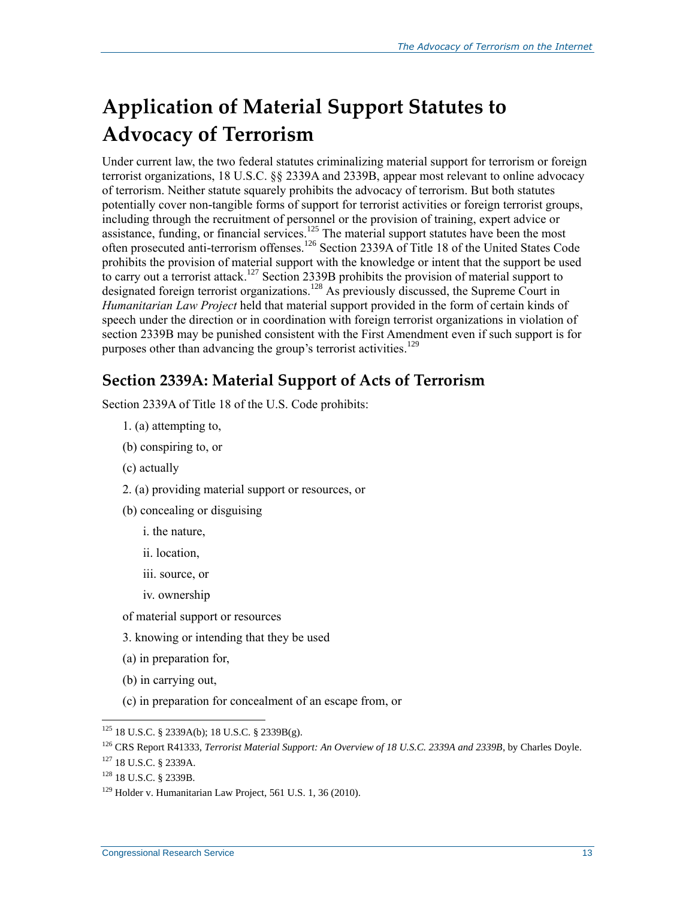# Application of Material Support Statutes to Advocacy of Terrorism

Under current law, the two federal statutes criminalizing material support for terrorism or foreign terrorist organizations, 18 U.S.C. §§ 2339A and 2339B, appear most relevant to online advocacy of terrorism. Neither statute squarely prohibits the advocacy of terrorism. But both statutes potentially cover non-tangible forms of support for terrorist activities or foreign terrorist groups, including through the recruitment of personnel or the provision of training, expert advice or assistance, funding, or financial services.[125] The material support statutes have been the most often prosecuted anti-terrorism offenses.[126] Section 2339A of Title 18 of the United States Code prohibits the provision of material support with the knowledge or intent that the support be used to carry out a terrorist attack.[127] Section 2339B prohibits the provision of material support to designated foreign terrorist organizations.[128] As previously discussed, the Supreme Court in *Humanitarian Law Project* held that material support provided in the form of certain kinds of speech under the direction or in coordination with foreign terrorist organizations in violation of section 2339B may be punished consistent with the First Amendment even if such support is for purposes other than advancing the group's terrorist activities.[129]

## Section 2339A: Material Support of Acts of Terrorism

Section 2339A of Title 18 of the U.S. Code prohibits:

1. (a) attempting to,

(b) conspiring to, or

(c) actually

2. (a) providing material support or resources, or

(b) concealing or disguising

i. the nature,

ii. location,

iii. source, or

iv. ownership

of material support or resources

3. knowing or intending that they be used

(a) in preparation for,

(b) in carrying out,

(c) in preparation for concealment of an escape from, or

---

[125] 18 U.S.C. § 2339A(b); 18 U.S.C. § 2339B(g).

[126] CRS Report R41333, *Terrorist Material Support: An Overview of 18 U.S.C. 2339A and 2339B*, by Charles Doyle.

[127] 18 U.S.C. § 2339A.

[128] 18 U.S.C. § 2339B.

[129] Holder v. Humanitarian Law Project, 561 U.S. 1, 36 (2010).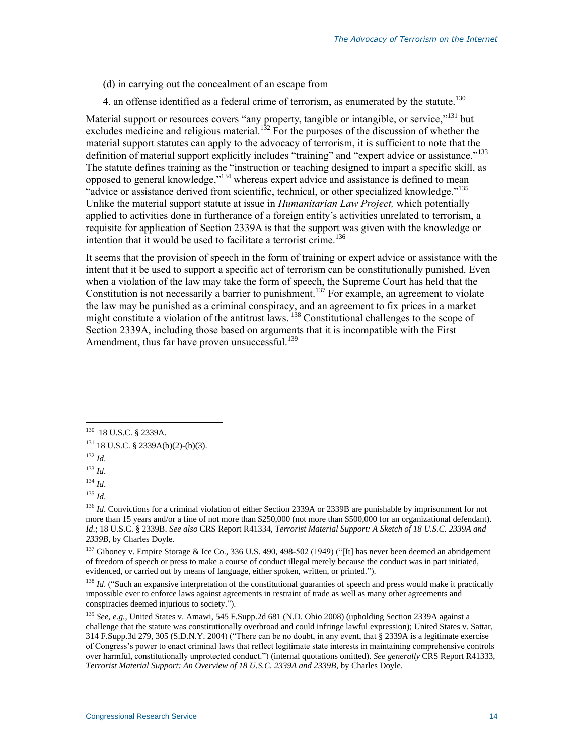(d) in carrying out the concealment of an escape from

4. an offense identified as a federal crime of terrorism, as enumerated by the statute.[130]

Material support or resources covers "any property, tangible or intangible, or service,"[131] but excludes medicine and religious material.[132] For the purposes of the discussion of whether the material support statutes can apply to the advocacy of terrorism, it is sufficient to note that the definition of material support explicitly includes "training" and "expert advice or assistance."[133] The statute defines training as the "instruction or teaching designed to impart a specific skill, as opposed to general knowledge,"[134] whereas expert advice and assistance is defined to mean "advice or assistance derived from scientific, technical, or other specialized knowledge."[135] Unlike the material support statute at issue in *Humanitarian Law Project,* which potentially applied to activities done in furtherance of a foreign entity's activities unrelated to terrorism, a requisite for application of Section 2339A is that the support was given with the knowledge or intention that it would be used to facilitate a terrorist crime.[136]

It seems that the provision of speech in the form of training or expert advice or assistance with the intent that it be used to support a specific act of terrorism can be constitutionally punished. Even when a violation of the law may take the form of speech, the Supreme Court has held that the Constitution is not necessarily a barrier to punishment.[137] For example, an agreement to violate the law may be punished as a criminal conspiracy, and an agreement to fix prices in a market might constitute a violation of the antitrust laws.[138] Constitutional challenges to the scope of Section 2339A, including those based on arguments that it is incompatible with the First Amendment, thus far have proven unsuccessful.[139]

---

[130] 18 U.S.C. § 2339A.

[131] 18 U.S.C. § 2339A(b)(2)-(b)(3).

[132] *Id.*

[133] *Id.*

[134] *Id.*

[135] *Id.*

[136] *Id*. Convictions for a criminal violation of either Section 2339A or 2339B are punishable by imprisonment for not more than 15 years and/or a fine of not more than $250,000 (not more than $500,000 for an organizational defendant). *Id*.; 18 U.S.C. § 2339B. *See also* CRS Report R41334, *Terrorist Material Support: A Sketch of 18 U.S.C. 2339A and 2339B*, by Charles Doyle.

[137] Giboney v. Empire Storage & Ice Co., 336 U.S. 490, 498-502 (1949) ("[It] has never been deemed an abridgement of freedom of speech or press to make a course of conduct illegal merely because the conduct was in part initiated, evidenced, or carried out by means of language, either spoken, written, or printed.").

[138] *Id*. ("Such an expansive interpretation of the constitutional guaranties of speech and press would make it practically impossible ever to enforce laws against agreements in restraint of trade as well as many other agreements and conspiracies deemed injurious to society.").

[139] *See, e.g.,* United States v. Amawi, 545 F.Supp.2d 681 (N.D. Ohio 2008) (upholding Section 2339A against a challenge that the statute was constitutionally overbroad and could infringe lawful expression); United States v. Sattar, 314 F.Supp.3d 279, 305 (S.D.N.Y. 2004) ("There can be no doubt, in any event, that § 2339A is a legitimate exercise of Congress's power to enact criminal laws that reflect legitimate state interests in maintaining comprehensive controls over harmful, constitutionally unprotected conduct.") (internal quotations omitted). *See generally* CRS Report R41333, *Terrorist Material Support: An Overview of 18 U.S.C. 2339A and 2339B*, by Charles Doyle.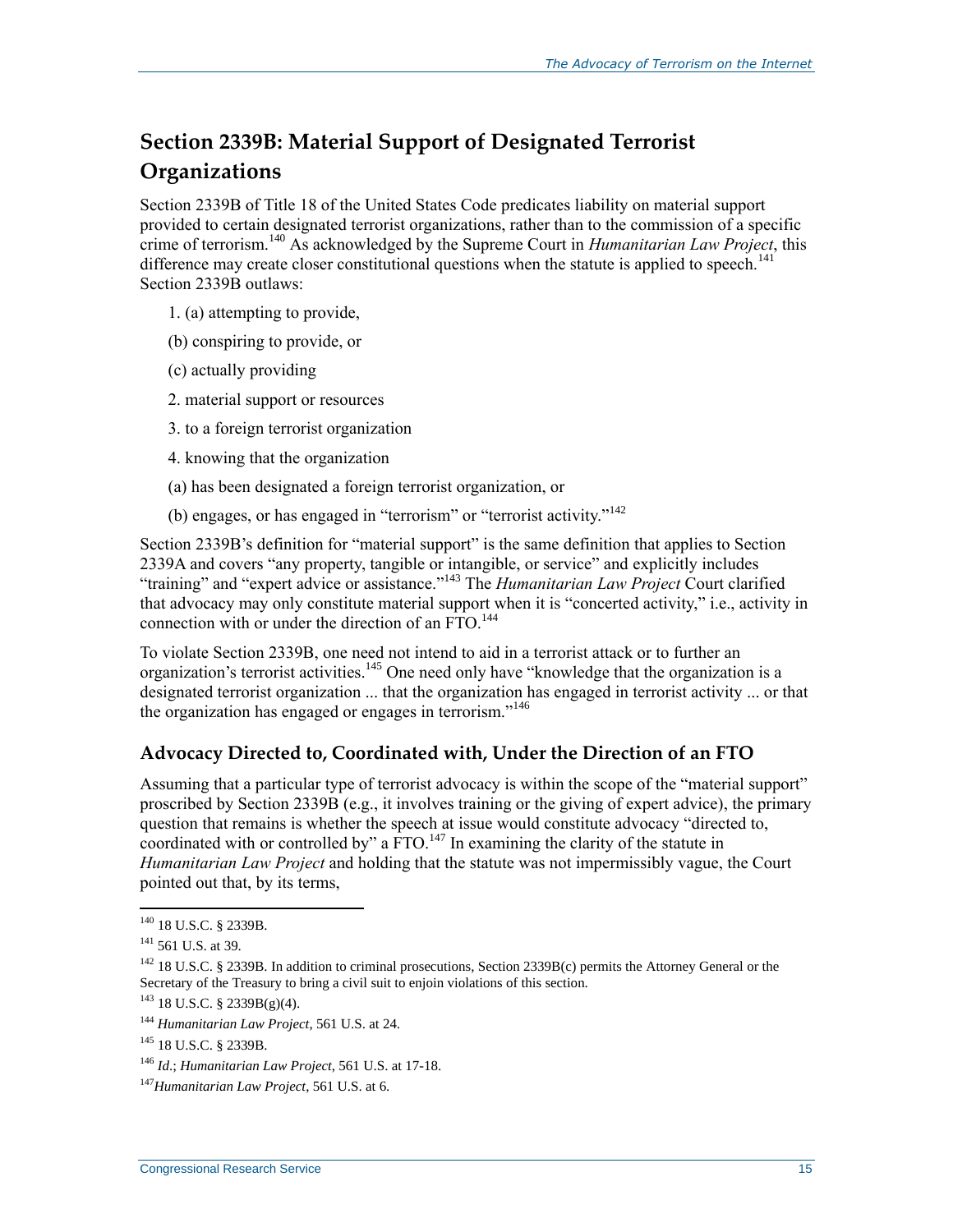## Section 2339B: Material Support of Designated Terrorist Organizations

Section 2339B of Title 18 of the United States Code predicates liability on material support provided to certain designated terrorist organizations, rather than to the commission of a specific crime of terrorism.[140] As acknowledged by the Supreme Court in *Humanitarian Law Project*, this difference may create closer constitutional questions when the statute is applied to speech.[141] Section 2339B outlaws:

1. (a) attempting to provide,

(b) conspiring to provide, or

(c) actually providing

2. material support or resources

3. to a foreign terrorist organization

4. knowing that the organization

(a) has been designated a foreign terrorist organization, or

(b) engages, or has engaged in "terrorism" or "terrorist activity."[142]

Section 2339B's definition for "material support" is the same definition that applies to Section 2339A and covers "any property, tangible or intangible, or service" and explicitly includes "training" and "expert advice or assistance."[143] The *Humanitarian Law Project* Court clarified that advocacy may only constitute material support when it is "concerted activity," i.e., activity in connection with or under the direction of an FTO.[144]

To violate Section 2339B, one need not intend to aid in a terrorist attack or to further an organization's terrorist activities.[145] One need only have "knowledge that the organization is a designated terrorist organization ... that the organization has engaged in terrorist activity ... or that the organization has engaged or engages in terrorism."[146]

### Advocacy Directed to, Coordinated with, Under the Direction of an FTO

Assuming that a particular type of terrorist advocacy is within the scope of the "material support" proscribed by Section 2339B (e.g., it involves training or the giving of expert advice), the primary question that remains is whether the speech at issue would constitute advocacy "directed to, coordinated with or controlled by" a FTO.[147] In examining the clarity of the statute in *Humanitarian Law Project* and holding that the statute was not impermissibly vague, the Court pointed out that, by its terms,

---

[140] 18 U.S.C. § 2339B.

[141] 561 U.S. at 39.

[142] 18 U.S.C. § 2339B. In addition to criminal prosecutions, Section 2339B(c) permits the Attorney General or the Secretary of the Treasury to bring a civil suit to enjoin violations of this section.

[143] 18 U.S.C. § 2339B(g)(4).

[144] *Humanitarian Law Project*, 561 U.S. at 24.

[145] 18 U.S.C. § 2339B.

[146] *Id.*; *Humanitarian Law Project*, 561 U.S. at 17-18.

[147] *Humanitarian Law Project*, 561 U.S. at 6.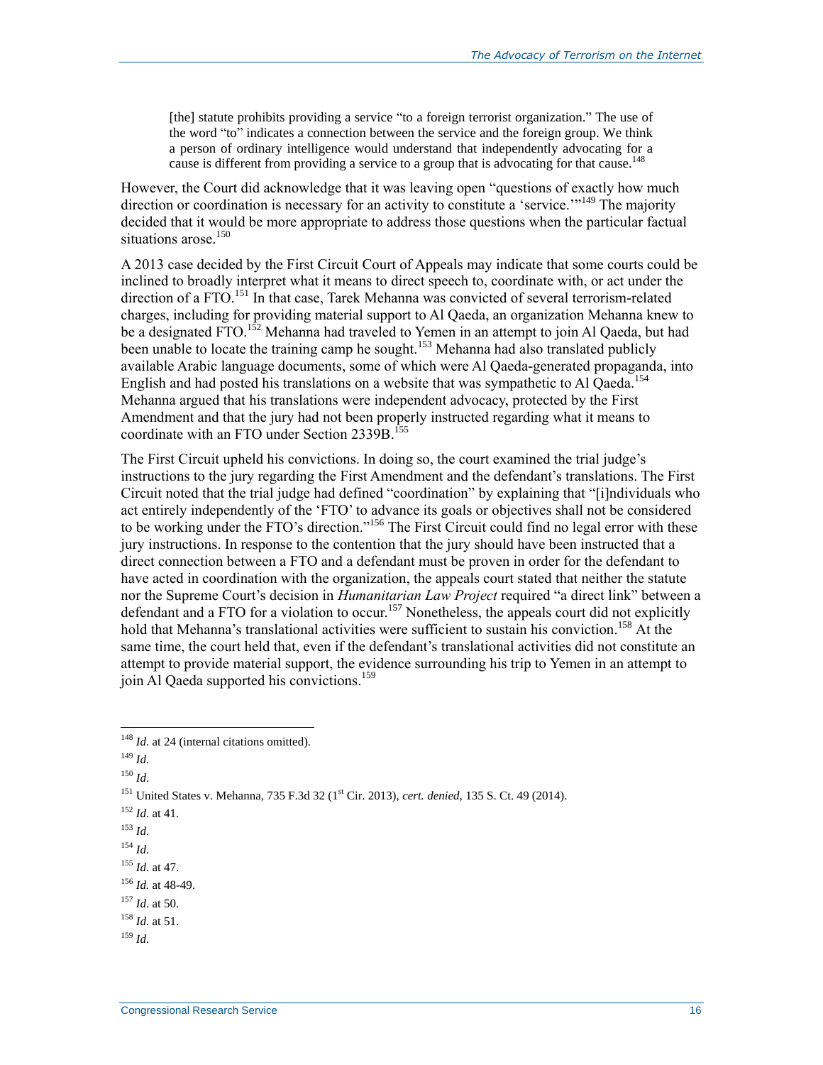> [the] statute prohibits providing a service "to a foreign terrorist organization." The use of the word "to" indicates a connection between the service and the foreign group. We think a person of ordinary intelligence would understand that independently advocating for a cause is different from providing a service to a group that is advocating for that cause.[148]

However, the Court did acknowledge that it was leaving open "questions of exactly how much direction or coordination is necessary for an activity to constitute a 'service.'"[149] The majority decided that it would be more appropriate to address those questions when the particular factual situations arose.[150]

A 2013 case decided by the First Circuit Court of Appeals may indicate that some courts could be inclined to broadly interpret what it means to direct speech to, coordinate with, or act under the direction of a FTO.[151] In that case, Tarek Mehanna was convicted of several terrorism-related charges, including for providing material support to Al Qaeda, an organization Mehanna knew to be a designated FTO.[152] Mehanna had traveled to Yemen in an attempt to join Al Qaeda, but had been unable to locate the training camp he sought.[153] Mehanna had also translated publicly available Arabic language documents, some of which were Al Qaeda-generated propaganda, into English and had posted his translations on a website that was sympathetic to Al Qaeda.[154] Mehanna argued that his translations were independent advocacy, protected by the First Amendment and that the jury had not been properly instructed regarding what it means to coordinate with an FTO under Section 2339B.[155]

The First Circuit upheld his convictions. In doing so, the court examined the trial judge's instructions to the jury regarding the First Amendment and the defendant's translations. The First Circuit noted that the trial judge had defined "coordination" by explaining that "[i]ndividuals who act entirely independently of the 'FTO' to advance its goals or objectives shall not be considered to be working under the FTO's direction."[156] The First Circuit could find no legal error with these jury instructions. In response to the contention that the jury should have been instructed that a direct connection between a FTO and a defendant must be proven in order for the defendant to have acted in coordination with the organization, the appeals court stated that neither the statute nor the Supreme Court's decision in *Humanitarian Law Project* required "a direct link" between a defendant and a FTO for a violation to occur.[157] Nonetheless, the appeals court did not explicitly hold that Mehanna's translational activities were sufficient to sustain his conviction.[158] At the same time, the court held that, even if the defendant's translational activities did not constitute an attempt to provide material support, the evidence surrounding his trip to Yemen in an attempt to join Al Qaeda supported his convictions.[159]

---

[148] *Id*. at 24 (internal citations omitted).

[149] *Id*.

[150] *Id*.

[151] United States v. Mehanna, 735 F.3d 32 (1st Cir. 2013), *cert. denied*, 135 S. Ct. 49 (2014).

[152] *Id*. at 41.

[153] *Id*.

[154] *Id*.

[155] *Id*. at 47.

[156] *Id.* at 48-49.

[157] *Id*. at 50.

[158] *Id*. at 51.

[159] *Id*.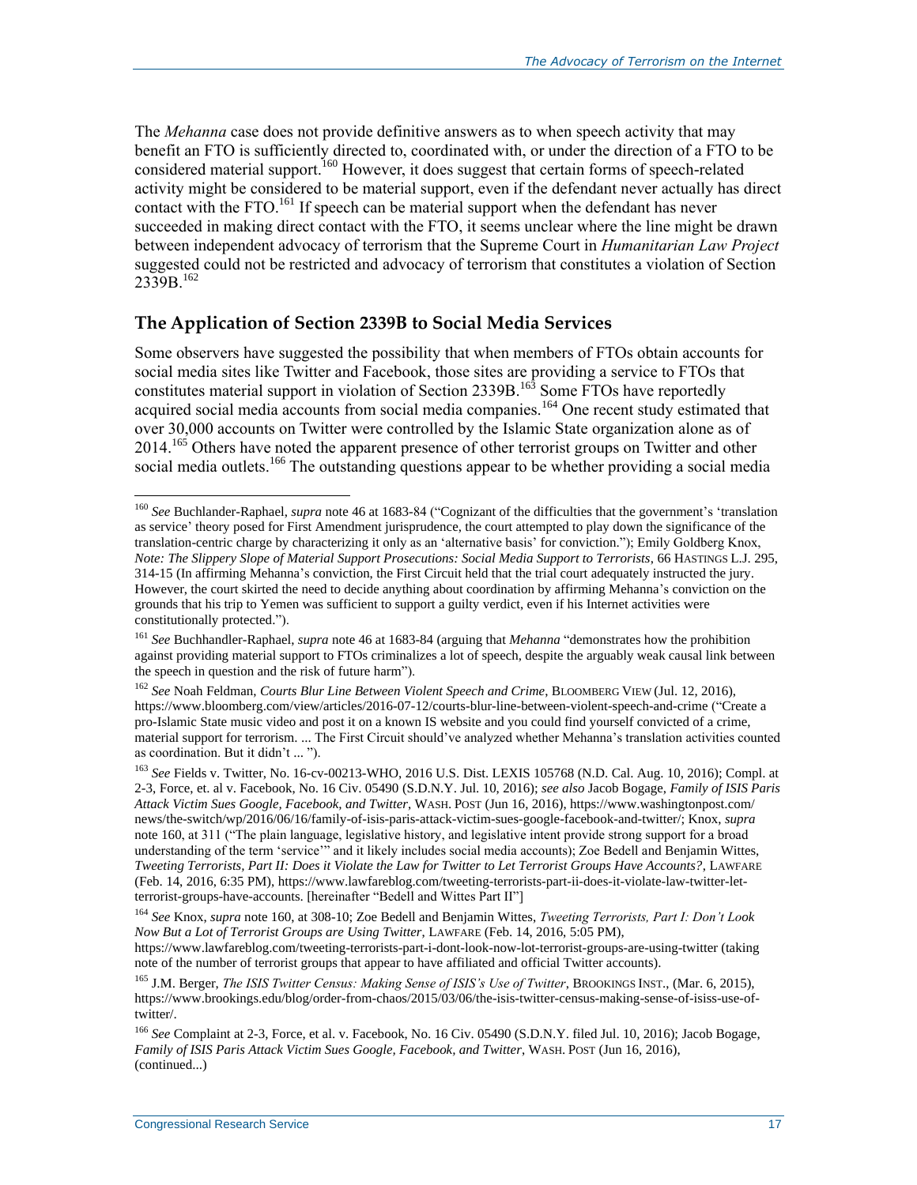The *Mehanna* case does not provide definitive answers as to when speech activity that may benefit an FTO is sufficiently directed to, coordinated with, or under the direction of a FTO to be considered material support.[160] However, it does suggest that certain forms of speech-related activity might be considered to be material support, even if the defendant never actually has direct contact with the FTO.[161] If speech can be material support when the defendant has never succeeded in making direct contact with the FTO, it seems unclear where the line might be drawn between independent advocacy of terrorism that the Supreme Court in *Humanitarian Law Project* suggested could not be restricted and advocacy of terrorism that constitutes a violation of Section 2339B.[162]

## The Application of Section 2339B to Social Media Services

Some observers have suggested the possibility that when members of FTOs obtain accounts for social media sites like Twitter and Facebook, those sites are providing a service to FTOs that constitutes material support in violation of Section 2339B.[163] Some FTOs have reportedly acquired social media accounts from social media companies.[164] One recent study estimated that over 30,000 accounts on Twitter were controlled by the Islamic State organization alone as of 2014.[165] Others have noted the apparent presence of other terrorist groups on Twitter and other social media outlets.[166] The outstanding questions appear to be whether providing a social media

---

[160] *See* Buchlander-Raphael, *supra* note 46 at 1683-84 ("Cognizant of the difficulties that the government's 'translation as service' theory posed for First Amendment jurisprudence, the court attempted to play down the significance of the translation-centric charge by characterizing it only as an 'alternative basis' for conviction."); Emily Goldberg Knox, *Note: The Slippery Slope of Material Support Prosecutions: Social Media Support to Terrorists*, 66 HASTINGS L.J. 295, 314-15 (In affirming Mehanna's conviction, the First Circuit held that the trial court adequately instructed the jury. However, the court skirted the need to decide anything about coordination by affirming Mehanna's conviction on the grounds that his trip to Yemen was sufficient to support a guilty verdict, even if his Internet activities were constitutionally protected.").

[161] *See* Buchhandler-Raphael, *supra* note 46 at 1683-84 (arguing that *Mehanna* "demonstrates how the prohibition against providing material support to FTOs criminalizes a lot of speech, despite the arguably weak causal link between the speech in question and the risk of future harm").

[162] *See* Noah Feldman, *Courts Blur Line Between Violent Speech and Crime*, BLOOMBERG VIEW (Jul. 12, 2016), https://www.bloomberg.com/view/articles/2016-07-12/courts-blur-line-between-violent-speech-and-crime ("Create a pro-Islamic State music video and post it on a known IS website and you could find yourself convicted of a crime, material support for terrorism. ... The First Circuit should've analyzed whether Mehanna's translation activities counted as coordination. But it didn't ... ").

[163] *See* Fields v. Twitter, No. 16-cv-00213-WHO, 2016 U.S. Dist. LEXIS 105768 (N.D. Cal. Aug. 10, 2016); Compl. at 2-3, Force, et. al v. Facebook, No. 16 Civ. 05490 (S.D.N.Y. Jul. 10, 2016); *see also* Jacob Bogage, *Family of ISIS Paris Attack Victim Sues Google, Facebook, and Twitter*, WASH. POST (Jun 16, 2016), https://www.washingtonpost.com/news/the-switch/wp/2016/06/16/family-of-isis-paris-attack-victim-sues-google-facebook-and-twitter/; Knox, *supra* note 160, at 311 ("The plain language, legislative history, and legislative intent provide strong support for a broad understanding of the term 'service'" and it likely includes social media accounts); Zoe Bedell and Benjamin Wittes, *Tweeting Terrorists, Part II: Does it Violate the Law for Twitter to Let Terrorist Groups Have Accounts?*, LAWFARE (Feb. 14, 2016, 6:35 PM), https://www.lawfareblog.com/tweeting-terrorists-part-ii-does-it-violate-law-twitter-let-terrorist-groups-have-accounts. [hereinafter "Bedell and Wittes Part II"]

[164] *See* Knox, *supra* note 160, at 308-10; Zoe Bedell and Benjamin Wittes, *Tweeting Terrorists, Part I: Don't Look Now But a Lot of Terrorist Groups are Using Twitter*, LAWFARE (Feb. 14, 2016, 5:05 PM), https://www.lawfareblog.com/tweeting-terrorists-part-i-dont-look-now-lot-terrorist-groups-are-using-twitter (taking note of the number of terrorist groups that appear to have affiliated and official Twitter accounts).

[165] J.M. Berger, *The ISIS Twitter Census: Making Sense of ISIS's Use of Twitter*, BROOKINGS INST., (Mar. 6, 2015), https://www.brookings.edu/blog/order-from-chaos/2015/03/06/the-isis-twitter-census-making-sense-of-isiss-use-of-twitter/.

[166] *See* Complaint at 2-3, Force, et al. v. Facebook, No. 16 Civ. 05490 (S.D.N.Y. filed Jul. 10, 2016); Jacob Bogage, *Family of ISIS Paris Attack Victim Sues Google, Facebook, and Twitter*, WASH. POST (Jun 16, 2016), (continued...)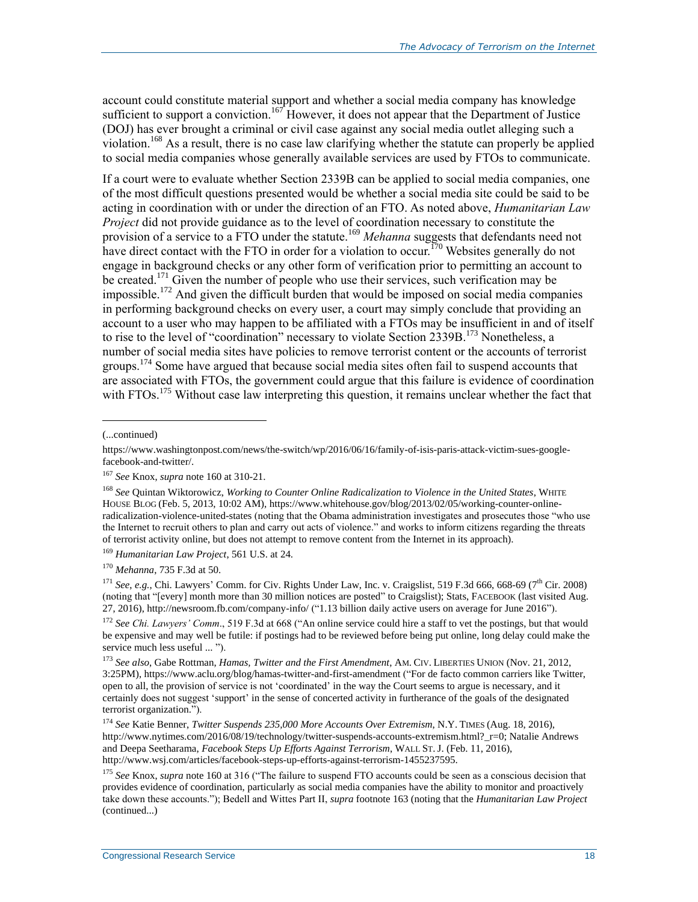account could constitute material support and whether a social media company has knowledge sufficient to support a conviction.[167] However, it does not appear that the Department of Justice (DOJ) has ever brought a criminal or civil case against any social media outlet alleging such a violation.[168] As a result, there is no case law clarifying whether the statute can properly be applied to social media companies whose generally available services are used by FTOs to communicate.

If a court were to evaluate whether Section 2339B can be applied to social media companies, one of the most difficult questions presented would be whether a social media site could be said to be acting in coordination with or under the direction of an FTO. As noted above, *Humanitarian Law Project* did not provide guidance as to the level of coordination necessary to constitute the provision of a service to a FTO under the statute.[169] *Mehanna* suggests that defendants need not have direct contact with the FTO in order for a violation to occur.[170] Websites generally do not engage in background checks or any other form of verification prior to permitting an account to be created.[171] Given the number of people who use their services, such verification may be impossible.[172] And given the difficult burden that would be imposed on social media companies in performing background checks on every user, a court may simply conclude that providing an account to a user who may happen to be affiliated with a FTOs may be insufficient in and of itself to rise to the level of "coordination" necessary to violate Section 2339B.[173] Nonetheless, a number of social media sites have policies to remove terrorist content or the accounts of terrorist groups.[174] Some have argued that because social media sites often fail to suspend accounts that are associated with FTOs, the government could argue that this failure is evidence of coordination with FTOs.[175] Without case law interpreting this question, it remains unclear whether the fact that

---

(...continued)

https://www.washingtonpost.com/news/the-switch/wp/2016/06/16/family-of-isis-paris-attack-victim-sues-google-facebook-and-twitter/.

[167] *See* Knox, *supra* note 160 at 310-21.

[168] *See* Quintan Wiktorowicz, *Working to Counter Online Radicalization to Violence in the United States*, WHITE HOUSE BLOG (Feb. 5, 2013, 10:02 AM), https://www.whitehouse.gov/blog/2013/02/05/working-counter-online-radicalization-violence-united-states (noting that the Obama administration investigates and prosecutes those "who use the Internet to recruit others to plan and carry out acts of violence." and works to inform citizens regarding the threats of terrorist activity online, but does not attempt to remove content from the Internet in its approach).

[169] *Humanitarian Law Project*, 561 U.S. at 24.

[170] *Mehanna*, 735 F.3d at 50.

[171] *See*, *e.g.*, Chi. Lawyers' Comm. for Civ. Rights Under Law, Inc. v. Craigslist, 519 F.3d 666, 668-69 (7th Cir. 2008) (noting that "[every] month more than 30 million notices are posted" to Craigslist); Stats, FACEBOOK (last visited Aug. 27, 2016), http://newsroom.fb.com/company-info/ ("1.13 billion daily active users on average for June 2016").

[172] *See Chi. Lawyers' Comm*., 519 F.3d at 668 ("An online service could hire a staff to vet the postings, but that would be expensive and may well be futile: if postings had to be reviewed before being put online, long delay could make the service much less useful ... ").

[173] *See also*, Gabe Rottman, *Hamas, Twitter and the First Amendment*, AM. CIV. LIBERTIES UNION (Nov. 21, 2012, 3:25PM), https://www.aclu.org/blog/hamas-twitter-and-first-amendment ("For de facto common carriers like Twitter, open to all, the provision of service is not 'coordinated' in the way the Court seems to argue is necessary, and it certainly does not suggest 'support' in the sense of concerted activity in furtherance of the goals of the designated terrorist organization.").

[174] *See* Katie Benner, *Twitter Suspends 235,000 More Accounts Over Extremism*, N.Y. TIMES (Aug. 18, 2016), http://www.nytimes.com/2016/08/19/technology/twitter-suspends-accounts-extremism.html?_r=0; Natalie Andrews and Deepa Seetharama, *Facebook Steps Up Efforts Against Terrorism*, WALL ST. J. (Feb. 11, 2016), http://www.wsj.com/articles/facebook-steps-up-efforts-against-terrorism-1455237595.

[175] *See* Knox, *supra* note 160 at 316 ("The failure to suspend FTO accounts could be seen as a conscious decision that provides evidence of coordination, particularly as social media companies have the ability to monitor and proactively take down these accounts."); Bedell and Wittes Part II, *supra* footnote 163 (noting that the *Humanitarian Law Project* (continued...)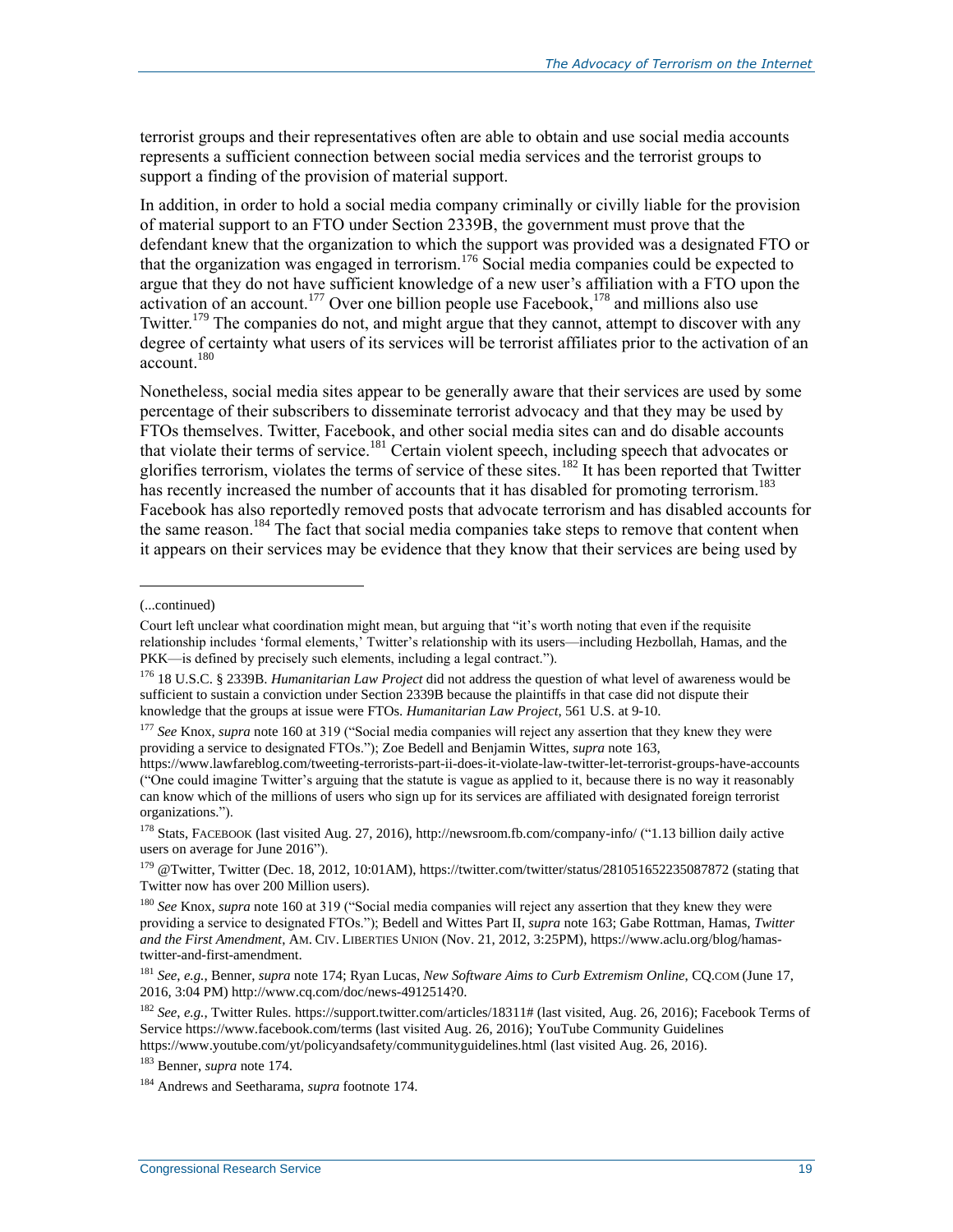terrorist groups and their representatives often are able to obtain and use social media accounts represents a sufficient connection between social media services and the terrorist groups to support a finding of the provision of material support.

In addition, in order to hold a social media company criminally or civilly liable for the provision of material support to an FTO under Section 2339B, the government must prove that the defendant knew that the organization to which the support was provided was a designated FTO or that the organization was engaged in terrorism.[176] Social media companies could be expected to argue that they do not have sufficient knowledge of a new user's affiliation with a FTO upon the activation of an account.[177] Over one billion people use Facebook,[178] and millions also use Twitter.[179] The companies do not, and might argue that they cannot, attempt to discover with any degree of certainty what users of its services will be terrorist affiliates prior to the activation of an account.[180]

Nonetheless, social media sites appear to be generally aware that their services are used by some percentage of their subscribers to disseminate terrorist advocacy and that they may be used by FTOs themselves. Twitter, Facebook, and other social media sites can and do disable accounts that violate their terms of service.[181] Certain violent speech, including speech that advocates or glorifies terrorism, violates the terms of service of these sites.[182] It has been reported that Twitter has recently increased the number of accounts that it has disabled for promoting terrorism.[183] Facebook has also reportedly removed posts that advocate terrorism and has disabled accounts for the same reason.[184] The fact that social media companies take steps to remove that content when it appears on their services may be evidence that they know that their services are being used by

---

(...continued)

Court left unclear what coordination might mean, but arguing that "it's worth noting that even if the requisite relationship includes 'formal elements,' Twitter's relationship with its users—including Hezbollah, Hamas, and the PKK—is defined by precisely such elements, including a legal contract.").

[176] 18 U.S.C. § 2339B. *Humanitarian Law Project* did not address the question of what level of awareness would be sufficient to sustain a conviction under Section 2339B because the plaintiffs in that case did not dispute their knowledge that the groups at issue were FTOs. *Humanitarian Law Project*, 561 U.S. at 9-10.

[177] *See* Knox, *supra* note 160 at 319 ("Social media companies will reject any assertion that they knew they were providing a service to designated FTOs."); Zoe Bedell and Benjamin Wittes, *supra* note 163, https://www.lawfareblog.com/tweeting-terrorists-part-ii-does-it-violate-law-twitter-let-terrorist-groups-have-accounts ("One could imagine Twitter's arguing that the statute is vague as applied to it, because there is no way it reasonably can know which of the millions of users who sign up for its services are affiliated with designated foreign terrorist organizations.").

[178] Stats, FACEBOOK (last visited Aug. 27, 2016), http://newsroom.fb.com/company-info/ ("1.13 billion daily active users on average for June 2016").

[179] @Twitter, Twitter (Dec. 18, 2012, 10:01AM), https://twitter.com/twitter/status/281051652235087872 (stating that Twitter now has over 200 Million users).

[180] *See* Knox, *supra* note 160 at 319 ("Social media companies will reject any assertion that they knew they were providing a service to designated FTOs."); Bedell and Wittes Part II, *supra* note 163; Gabe Rottman, Hamas, *Twitter and the First Amendment*, AM. CIV. LIBERTIES UNION (Nov. 21, 2012, 3:25PM), https://www.aclu.org/blog/hamas-twitter-and-first-amendment.

[181] *See, e.g.,* Benner, *supra* note 174; Ryan Lucas, *New Software Aims to Curb Extremism Online*, CQ.COM (June 17, 2016, 3:04 PM) http://www.cq.com/doc/news-4912514?0.

[182] *See, e.g.,* Twitter Rules. https://support.twitter.com/articles/18311# (last visited, Aug. 26, 2016); Facebook Terms of Service https://www.facebook.com/terms (last visited Aug. 26, 2016); YouTube Community Guidelines https://www.youtube.com/yt/policyandsafety/communityguidelines.html (last visited Aug. 26, 2016).

[183] Benner, *supra* note 174.

[184] Andrews and Seetharama, *supra* footnote 174.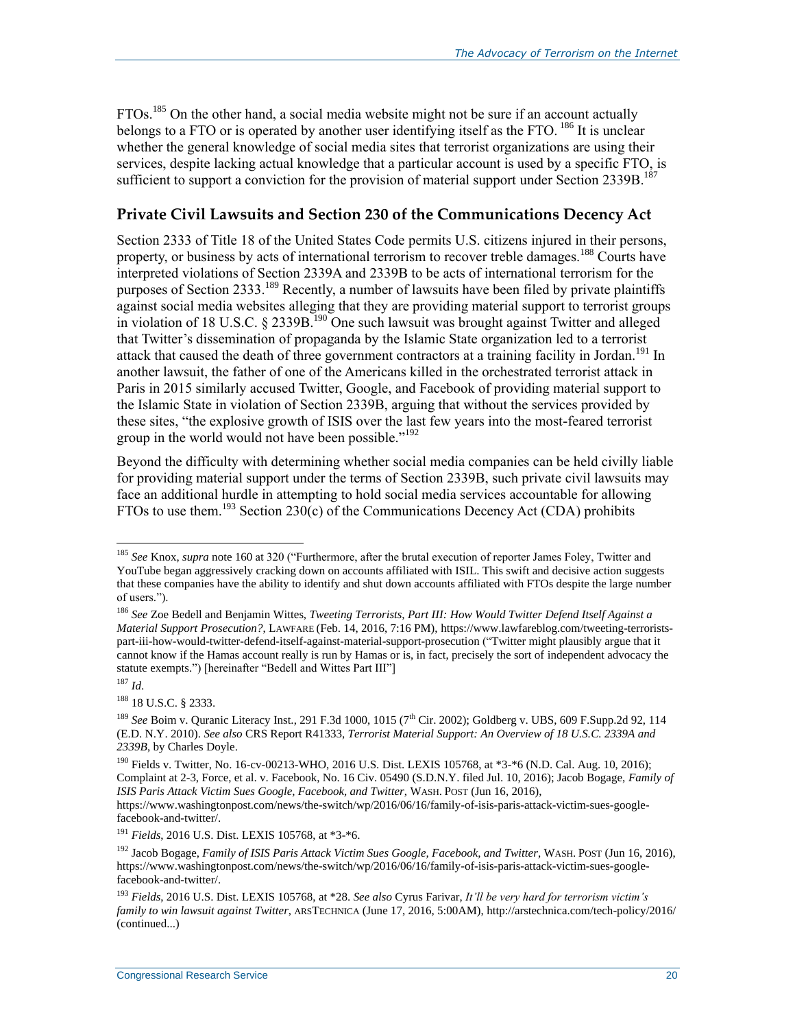FTOs.[185] On the other hand, a social media website might not be sure if an account actually belongs to a FTO or is operated by another user identifying itself as the FTO.[186] It is unclear whether the general knowledge of social media sites that terrorist organizations are using their services, despite lacking actual knowledge that a particular account is used by a specific FTO, is sufficient to support a conviction for the provision of material support under Section 2339B.[187]

## Private Civil Lawsuits and Section 230 of the Communications Decency Act

Section 2333 of Title 18 of the United States Code permits U.S. citizens injured in their persons, property, or business by acts of international terrorism to recover treble damages.[188] Courts have interpreted violations of Section 2339A and 2339B to be acts of international terrorism for the purposes of Section 2333.[189] Recently, a number of lawsuits have been filed by private plaintiffs against social media websites alleging that they are providing material support to terrorist groups in violation of 18 U.S.C. § 2339B.[190] One such lawsuit was brought against Twitter and alleged that Twitter's dissemination of propaganda by the Islamic State organization led to a terrorist attack that caused the death of three government contractors at a training facility in Jordan.[191] In another lawsuit, the father of one of the Americans killed in the orchestrated terrorist attack in Paris in 2015 similarly accused Twitter, Google, and Facebook of providing material support to the Islamic State in violation of Section 2339B, arguing that without the services provided by these sites, "the explosive growth of ISIS over the last few years into the most-feared terrorist group in the world would not have been possible."[192]

Beyond the difficulty with determining whether social media companies can be held civilly liable for providing material support under the terms of Section 2339B, such private civil lawsuits may face an additional hurdle in attempting to hold social media services accountable for allowing FTOs to use them.[193] Section 230(c) of the Communications Decency Act (CDA) prohibits

---

[185] *See* Knox, *supra* note 160 at 320 ("Furthermore, after the brutal execution of reporter James Foley, Twitter and YouTube began aggressively cracking down on accounts affiliated with ISIL. This swift and decisive action suggests that these companies have the ability to identify and shut down accounts affiliated with FTOs despite the large number of users.").

[186] *See* Zoe Bedell and Benjamin Wittes, *Tweeting Terrorists, Part III: How Would Twitter Defend Itself Against a Material Support Prosecution?*, LAWFARE (Feb. 14, 2016, 7:16 PM), https://www.lawfareblog.com/tweeting-terrorists-part-iii-how-would-twitter-defend-itself-against-material-support-prosecution ("Twitter might plausibly argue that it cannot know if the Hamas account really is run by Hamas or is, in fact, precisely the sort of independent advocacy the statute exempts.") [hereinafter "Bedell and Wittes Part III"]

[187] *Id*.

[188] 18 U.S.C. § 2333.

[189] *See* Boim v. Quranic Literacy Inst., 291 F.3d 1000, 1015 (7th Cir. 2002); Goldberg v. UBS, 609 F.Supp.2d 92, 114 (E.D. N.Y. 2010). *See also* CRS Report R41333, *Terrorist Material Support: An Overview of 18 U.S.C. 2339A and 2339B*, by Charles Doyle.

[190] Fields v. Twitter, No. 16-cv-00213-WHO, 2016 U.S. Dist. LEXIS 105768, at *3-*6 (N.D. Cal. Aug. 10, 2016); Complaint at 2-3, Force, et al. v. Facebook, No. 16 Civ. 05490 (S.D.N.Y. filed Jul. 10, 2016); Jacob Bogage, *Family of ISIS Paris Attack Victim Sues Google, Facebook, and Twitter*, WASH. POST (Jun 16, 2016), https://www.washingtonpost.com/news/the-switch/wp/2016/06/16/family-of-isis-paris-attack-victim-sues-google-facebook-and-twitter/.

[191] *Fields*, 2016 U.S. Dist. LEXIS 105768, at *3-*6.

[192] Jacob Bogage, *Family of ISIS Paris Attack Victim Sues Google, Facebook, and Twitter*, WASH. POST (Jun 16, 2016), https://www.washingtonpost.com/news/the-switch/wp/2016/06/16/family-of-isis-paris-attack-victim-sues-google-facebook-and-twitter/.

[193] *Fields*, 2016 U.S. Dist. LEXIS 105768, at *28. *See also* Cyrus Farivar, *It'll be very hard for terrorism victim's family to win lawsuit against Twitter*, ARSTECHNICA (June 17, 2016, 5:00AM), http://arstechnica.com/tech-policy/2016/ (continued...)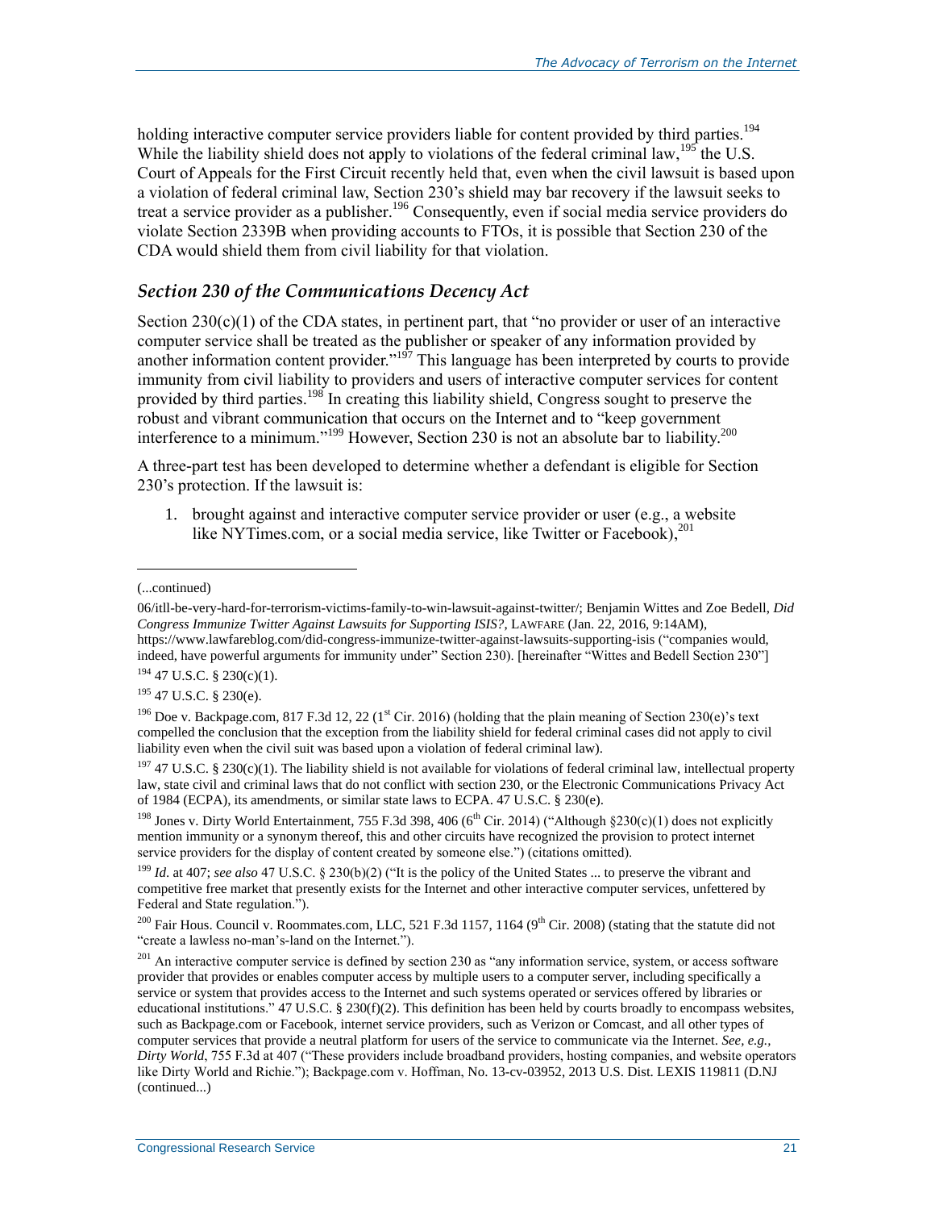holding interactive computer service providers liable for content provided by third parties.[194] While the liability shield does not apply to violations of the federal criminal law,[195] the U.S. Court of Appeals for the First Circuit recently held that, even when the civil lawsuit is based upon a violation of federal criminal law, Section 230's shield may bar recovery if the lawsuit seeks to treat a service provider as a publisher.[196] Consequently, even if social media service providers do violate Section 2339B when providing accounts to FTOs, it is possible that Section 230 of the CDA would shield them from civil liability for that violation.

### *Section 230 of the Communications Decency Act*

Section 230(c)(1) of the CDA states, in pertinent part, that "no provider or user of an interactive computer service shall be treated as the publisher or speaker of any information provided by another information content provider."[197] This language has been interpreted by courts to provide immunity from civil liability to providers and users of interactive computer services for content provided by third parties.[198] In creating this liability shield, Congress sought to preserve the robust and vibrant communication that occurs on the Internet and to "keep government interference to a minimum."[199] However, Section 230 is not an absolute bar to liability.[200]

A three-part test has been developed to determine whether a defendant is eligible for Section 230's protection. If the lawsuit is:

1. brought against and interactive computer service provider or user (e.g., a website like NYTimes.com, or a social media service, like Twitter or Facebook),[201]

---

(...continued)

06/itll-be-very-hard-for-terrorism-victims-family-to-win-lawsuit-against-twitter/; Benjamin Wittes and Zoe Bedell, *Did Congress Immunize Twitter Against Lawsuits for Supporting ISIS?*, LAWFARE (Jan. 22, 2016, 9:14AM), https://www.lawfareblog.com/did-congress-immunize-twitter-against-lawsuits-supporting-isis ("companies would, indeed, have powerful arguments for immunity under" Section 230). [hereinafter "Wittes and Bedell Section 230"]

[194] 47 U.S.C. § 230(c)(1).

[195] 47 U.S.C. § 230(e).

[196] Doe v. Backpage.com, 817 F.3d 12, 22 (1st Cir. 2016) (holding that the plain meaning of Section 230(e)'s text compelled the conclusion that the exception from the liability shield for federal criminal cases did not apply to civil liability even when the civil suit was based upon a violation of federal criminal law).

[197] 47 U.S.C. § 230(c)(1). The liability shield is not available for violations of federal criminal law, intellectual property law, state civil and criminal laws that do not conflict with section 230, or the Electronic Communications Privacy Act of 1984 (ECPA), its amendments, or similar state laws to ECPA. 47 U.S.C. § 230(e).

[198] Jones v. Dirty World Entertainment, 755 F.3d 398, 406 (6th Cir. 2014) ("Although §230(c)(1) does not explicitly mention immunity or a synonym thereof, this and other circuits have recognized the provision to protect internet service providers for the display of content created by someone else.") (citations omitted).

[199] *Id*. at 407; *see also* 47 U.S.C. § 230(b)(2) ("It is the policy of the United States ... to preserve the vibrant and competitive free market that presently exists for the Internet and other interactive computer services, unfettered by Federal and State regulation.").

[200] Fair Hous. Council v. Roommates.com, LLC, 521 F.3d 1157, 1164 (9th Cir. 2008) (stating that the statute did not "create a lawless no-man's-land on the Internet.").

[201] An interactive computer service is defined by section 230 as "any information service, system, or access software provider that provides or enables computer access by multiple users to a computer server, including specifically a service or system that provides access to the Internet and such systems operated or services offered by libraries or educational institutions." 47 U.S.C. § 230(f)(2). This definition has been held by courts broadly to encompass websites, such as Backpage.com or Facebook, internet service providers, such as Verizon or Comcast, and all other types of computer services that provide a neutral platform for users of the service to communicate via the Internet. *See, e.g., Dirty World*, 755 F.3d at 407 ("These providers include broadband providers, hosting companies, and website operators like Dirty World and Richie."); Backpage.com v. Hoffman, No. 13-cv-03952, 2013 U.S. Dist. LEXIS 119811 (D.NJ (continued...)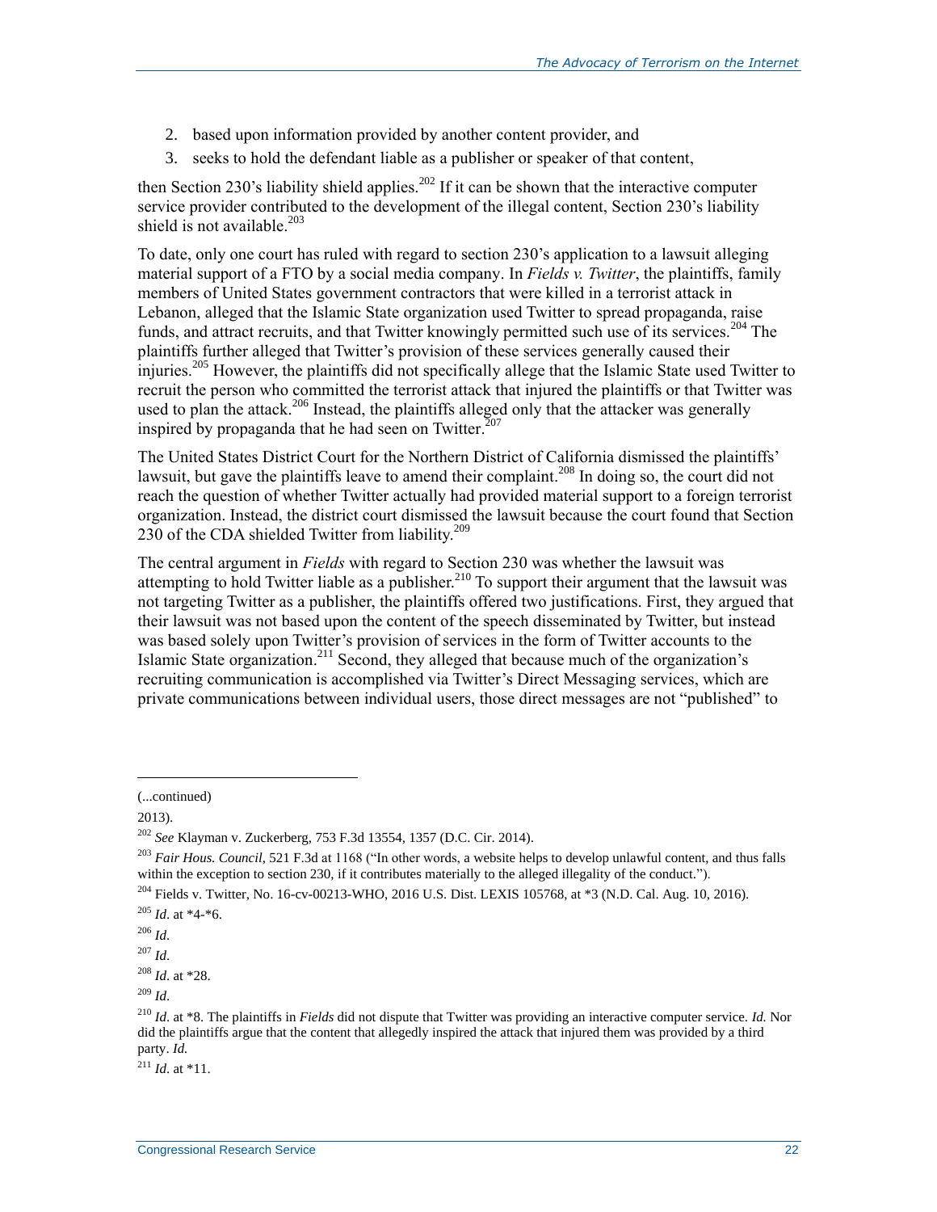2. based upon information provided by another content provider, and
3. seeks to hold the defendant liable as a publisher or speaker of that content,

then Section 230's liability shield applies.[202] If it can be shown that the interactive computer service provider contributed to the development of the illegal content, Section 230's liability shield is not available.[203]

To date, only one court has ruled with regard to section 230's application to a lawsuit alleging material support of a FTO by a social media company. In *Fields v. Twitter*, the plaintiffs, family members of United States government contractors that were killed in a terrorist attack in Lebanon, alleged that the Islamic State organization used Twitter to spread propaganda, raise funds, and attract recruits, and that Twitter knowingly permitted such use of its services.[204] The plaintiffs further alleged that Twitter's provision of these services generally caused their injuries.[205] However, the plaintiffs did not specifically allege that the Islamic State used Twitter to recruit the person who committed the terrorist attack that injured the plaintiffs or that Twitter was used to plan the attack.[206] Instead, the plaintiffs alleged only that the attacker was generally inspired by propaganda that he had seen on Twitter.[207]

The United States District Court for the Northern District of California dismissed the plaintiffs' lawsuit, but gave the plaintiffs leave to amend their complaint.[208] In doing so, the court did not reach the question of whether Twitter actually had provided material support to a foreign terrorist organization. Instead, the district court dismissed the lawsuit because the court found that Section 230 of the CDA shielded Twitter from liability.[209]

The central argument in *Fields* with regard to Section 230 was whether the lawsuit was attempting to hold Twitter liable as a publisher.[210] To support their argument that the lawsuit was not targeting Twitter as a publisher, the plaintiffs offered two justifications. First, they argued that their lawsuit was not based upon the content of the speech disseminated by Twitter, but instead was based solely upon Twitter's provision of services in the form of Twitter accounts to the Islamic State organization.[211] Second, they alleged that because much of the organization's recruiting communication is accomplished via Twitter's Direct Messaging services, which are private communications between individual users, those direct messages are not "published" to

---

(...continued)

2013).

[202] *See* Klayman v. Zuckerberg, 753 F.3d 13554, 1357 (D.C. Cir. 2014).

[203] *Fair Hous. Council*, 521 F.3d at 1168 ("In other words, a website helps to develop unlawful content, and thus falls within the exception to section 230, if it contributes materially to the alleged illegality of the conduct.").

[204] Fields v. Twitter, No. 16-cv-00213-WHO, 2016 U.S. Dist. LEXIS 105768, at *3 (N.D. Cal. Aug. 10, 2016).

[205] *Id*. at *4-*6.

[206] *Id*.

[207] *Id*.

[208] *Id*. at *28.

[209] *Id*.

[210] *Id*. at *8. The plaintiffs in *Fields* did not dispute that Twitter was providing an interactive computer service. *Id.* Nor did the plaintiffs argue that the content that allegedly inspired the attack that injured them was provided by a third party. *Id.*

[211] *Id*. at *11.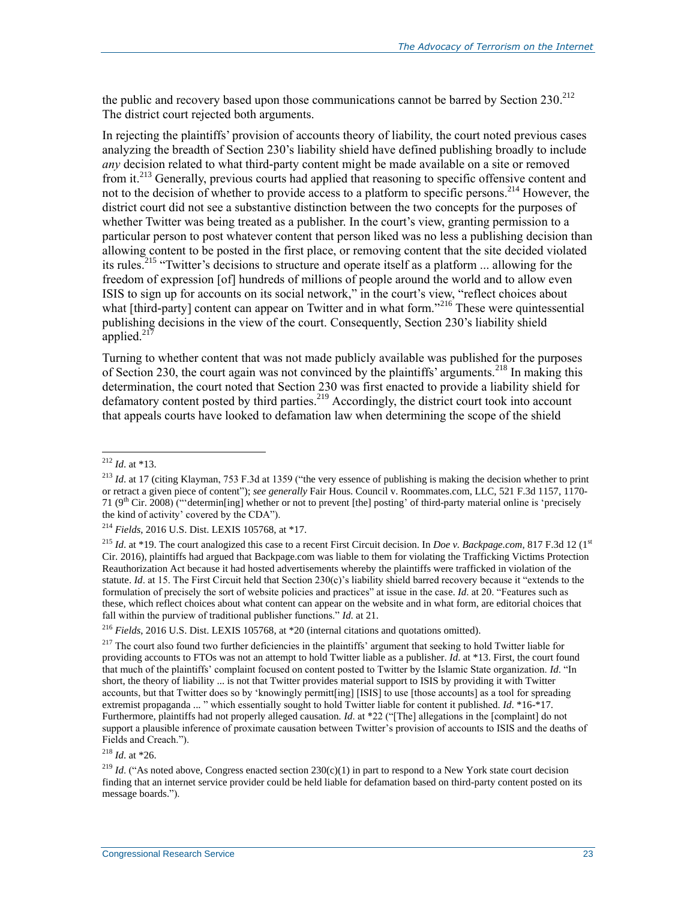the public and recovery based upon those communications cannot be barred by Section 230.[212] The district court rejected both arguments.

In rejecting the plaintiffs' provision of accounts theory of liability, the court noted previous cases analyzing the breadth of Section 230's liability shield have defined publishing broadly to include *any* decision related to what third-party content might be made available on a site or removed from it.[213] Generally, previous courts had applied that reasoning to specific offensive content and not to the decision of whether to provide access to a platform to specific persons.[214] However, the district court did not see a substantive distinction between the two concepts for the purposes of whether Twitter was being treated as a publisher. In the court's view, granting permission to a particular person to post whatever content that person liked was no less a publishing decision than allowing content to be posted in the first place, or removing content that the site decided violated its rules.[215] "Twitter's decisions to structure and operate itself as a platform ... allowing for the freedom of expression [of] hundreds of millions of people around the world and to allow even ISIS to sign up for accounts on its social network," in the court's view, "reflect choices about what [third-party] content can appear on Twitter and in what form."[216] These were quintessential publishing decisions in the view of the court. Consequently, Section 230's liability shield applied.[217]

Turning to whether content that was not made publicly available was published for the purposes of Section 230, the court again was not convinced by the plaintiffs' arguments.[218] In making this determination, the court noted that Section 230 was first enacted to provide a liability shield for defamatory content posted by third parties.[219] Accordingly, the district court took into account that appeals courts have looked to defamation law when determining the scope of the shield

---

[212] *Id*. at *13.

[213] *Id*. at 17 (citing Klayman, 753 F.3d at 1359 ("the very essence of publishing is making the decision whether to print or retract a given piece of content"); *see generally* Fair Hous. Council v. Roommates.com, LLC, 521 F.3d 1157, 1170-71 (9th Cir. 2008) ("'determin[ing] whether or not to prevent [the] posting' of third-party material online is 'precisely the kind of activity' covered by the CDA").

[214] *Fields*, 2016 U.S. Dist. LEXIS 105768, at *17.

[215] *Id*. at *19. The court analogized this case to a recent First Circuit decision. In *Doe v. Backpage.com*, 817 F.3d 12 (1st Cir. 2016), plaintiffs had argued that Backpage.com was liable to them for violating the Trafficking Victims Protection Reauthorization Act because it had hosted advertisements whereby the plaintiffs were trafficked in violation of the statute. *Id*. at 15. The First Circuit held that Section 230(c)'s liability shield barred recovery because it "extends to the formulation of precisely the sort of website policies and practices" at issue in the case. *Id*. at 20. "Features such as these, which reflect choices about what content can appear on the website and in what form, are editorial choices that fall within the purview of traditional publisher functions." *Id*. at 21.

[216] *Fields*, 2016 U.S. Dist. LEXIS 105768, at *20 (internal citations and quotations omitted).

[217] The court also found two further deficiencies in the plaintiffs' argument that seeking to hold Twitter liable for providing accounts to FTOs was not an attempt to hold Twitter liable as a publisher. *Id*. at *13. First, the court found that much of the plaintiffs' complaint focused on content posted to Twitter by the Islamic State organization. *Id*. "In short, the theory of liability ... is not that Twitter provides material support to ISIS by providing it with Twitter accounts, but that Twitter does so by 'knowingly permitt[ing] [ISIS] to use [those accounts] as a tool for spreading extremist propaganda ... " which essentially sought to hold Twitter liable for content it published. *Id*. *16-*17. Furthermore, plaintiffs had not properly alleged causation. *Id*. at *22 ("[The] allegations in the [complaint] do not support a plausible inference of proximate causation between Twitter's provision of accounts to ISIS and the deaths of Fields and Creach.").

[218] *Id*. at *26.

[219] *Id*. ("As noted above, Congress enacted section 230(c)(1) in part to respond to a New York state court decision finding that an internet service provider could be held liable for defamation based on third-party content posted on its message boards.").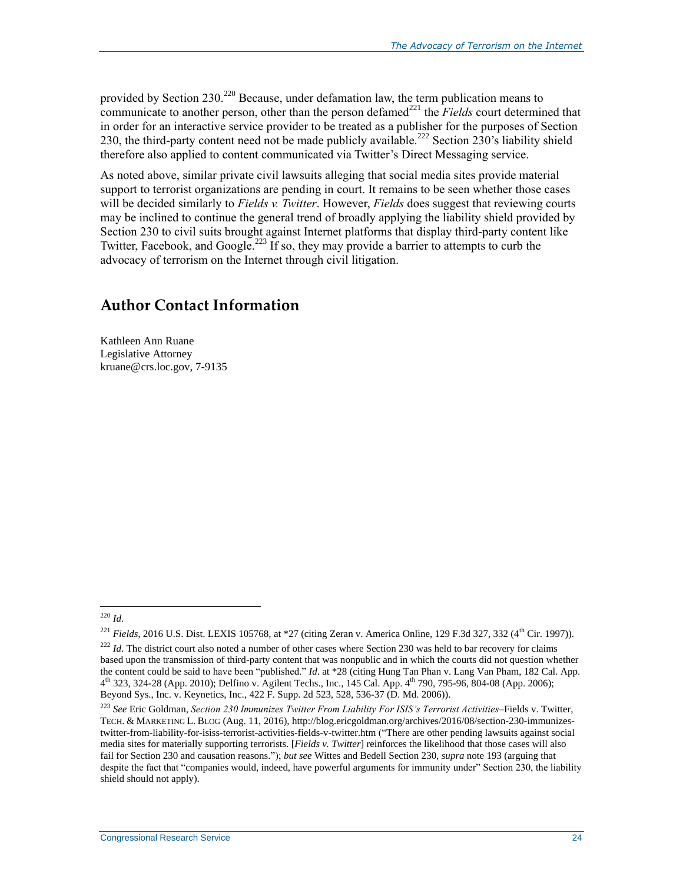provided by Section 230.[220] Because, under defamation law, the term publication means to communicate to another person, other than the person defamed[221] the *Fields* court determined that in order for an interactive service provider to be treated as a publisher for the purposes of Section 230, the third-party content need not be made publicly available.[222] Section 230's liability shield therefore also applied to content communicated via Twitter's Direct Messaging service.

As noted above, similar private civil lawsuits alleging that social media sites provide material support to terrorist organizations are pending in court. It remains to be seen whether those cases will be decided similarly to *Fields v. Twitter*. However, *Fields* does suggest that reviewing courts may be inclined to continue the general trend of broadly applying the liability shield provided by Section 230 to civil suits brought against Internet platforms that display third-party content like Twitter, Facebook, and Google.[223] If so, they may provide a barrier to attempts to curb the advocacy of terrorism on the Internet through civil litigation.

## Author Contact Information

Kathleen Ann Ruane
Legislative Attorney
kruane@crs.loc.gov, 7-9135

---

[220] *Id*.

[221] *Fields*, 2016 U.S. Dist. LEXIS 105768, at *27 (citing Zeran v. America Online, 129 F.3d 327, 332 (4th Cir. 1997)).

[222] *Id*. The district court also noted a number of other cases where Section 230 was held to bar recovery for claims based upon the transmission of third-party content that was nonpublic and in which the courts did not question whether the content could be said to have been "published." *Id*. at *28 (citing Hung Tan Phan v. Lang Van Pham, 182 Cal. App. 4th 323, 324-28 (App. 2010); Delfino v. Agilent Techs., Inc., 145 Cal. App. 4th 790, 795-96, 804-08 (App. 2006); Beyond Sys., Inc. v. Keynetics, Inc., 422 F. Supp. 2d 523, 528, 536-37 (D. Md. 2006)).

[223] *See* Eric Goldman, *Section 230 Immunizes Twitter From Liability For ISIS's Terrorist Activities–*Fields v. Twitter, TECH. & MARKETING L. BLOG (Aug. 11, 2016), http://blog.ericgoldman.org/archives/2016/08/section-230-immunizes-twitter-from-liability-for-isiss-terrorist-activities-fields-v-twitter.htm ("There are other pending lawsuits against social media sites for materially supporting terrorists. [*Fields v. Twitter*] reinforces the likelihood that those cases will also fail for Section 230 and causation reasons."); *but see* Wittes and Bedell Section 230, *supra* note 193 (arguing that despite the fact that "companies would, indeed, have powerful arguments for immunity under" Section 230, the liability shield should not apply).